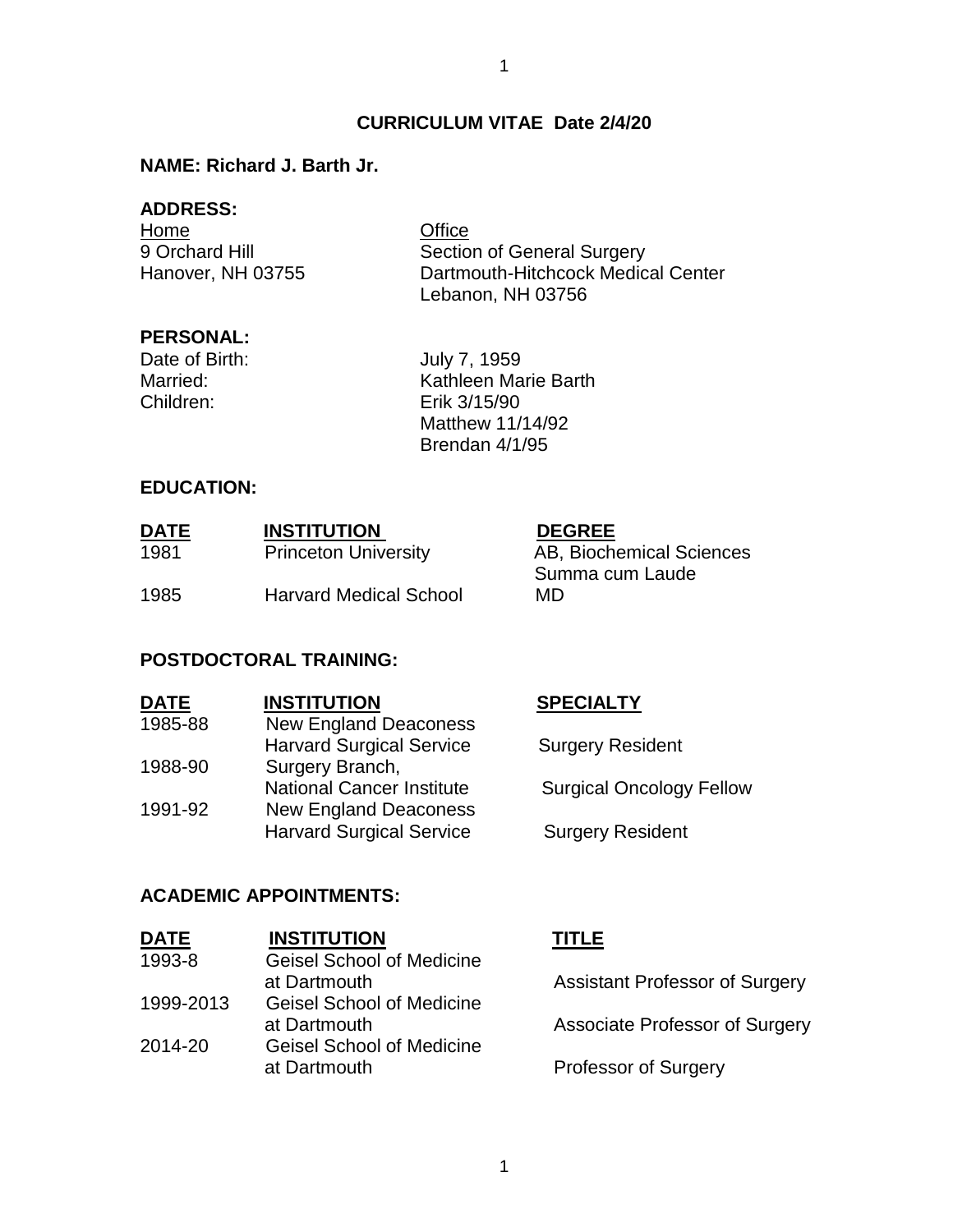# CURRICULUM VITAE Date 2/4/20

**NAME: Richard J. Barth Jr.**

**ADDRESS:**

| Home | Office |
|---|---|
| 9 Orchard Hill | Section of General Surgery |
| Hanover, NH 03755 | Dartmouth-Hitchcock Medical Center |
| | Lebanon, NH 03756 |

**PERSONAL:**

| | |
|---|---|
| Date of Birth: | July 7, 1959 |
| Married: | Kathleen Marie Barth |
| Children: | Erik 3/15/90 |
| | Matthew 11/14/92 |
| | Brendan 4/1/95 |

**EDUCATION:**

| DATE | INSTITUTION | DEGREE |
|---|---|---|
| 1981 | Princeton University | AB, Biochemical Sciences Summa cum Laude |
| 1985 | Harvard Medical School | MD |

**POSTDOCTORAL TRAINING:**

| DATE | INSTITUTION | SPECIALTY |
|---|---|---|
| 1985-88 | New England Deaconess Harvard Surgical Service | Surgery Resident |
| 1988-90 | Surgery Branch, National Cancer Institute | Surgical Oncology Fellow |
| 1991-92 | New England Deaconess Harvard Surgical Service | Surgery Resident |

**ACADEMIC APPOINTMENTS:**

| DATE | INSTITUTION | TITLE |
|---|---|---|
| 1993-8 | Geisel School of Medicine at Dartmouth | Assistant Professor of Surgery |
| 1999-2013 | Geisel School of Medicine at Dartmouth | Associate Professor of Surgery |
| 2014-20 | Geisel School of Medicine at Dartmouth | Professor of Surgery |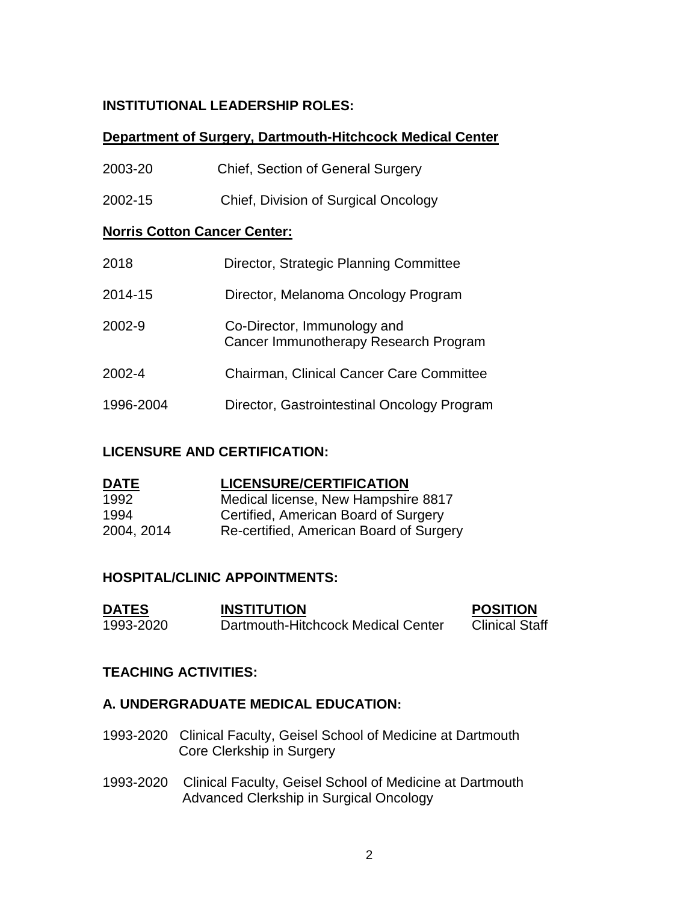## INSTITUTIONAL LEADERSHIP ROLES:

### Department of Surgery, Dartmouth-Hitchcock Medical Center

| | |
|---|---|
| 2003-20 | Chief, Section of General Surgery |
| 2002-15 | Chief, Division of Surgical Oncology |

### Norris Cotton Cancer Center:

| | |
|---|---|
| 2018 | Director, Strategic Planning Committee |
| 2014-15 | Director, Melanoma Oncology Program |
| 2002-9 | Co-Director, Immunology and Cancer Immunotherapy Research Program |
| 2002-4 | Chairman, Clinical Cancer Care Committee |
| 1996-2004 | Director, Gastrointestinal Oncology Program |

## LICENSURE AND CERTIFICATION:

| DATE | LICENSURE/CERTIFICATION |
|---|---|
| 1992 | Medical license, New Hampshire 8817 |
| 1994 | Certified, American Board of Surgery |
| 2004, 2014 | Re-certified, American Board of Surgery |

## HOSPITAL/CLINIC APPOINTMENTS:

| DATES | INSTITUTION | POSITION |
|---|---|---|
| 1993-2020 | Dartmouth-Hitchcock Medical Center | Clinical Staff |

## TEACHING ACTIVITIES:

### A. UNDERGRADUATE MEDICAL EDUCATION:

1993-2020 Clinical Faculty, Geisel School of Medicine at Dartmouth
Core Clerkship in Surgery

1993-2020 Clinical Faculty, Geisel School of Medicine at Dartmouth
Advanced Clerkship in Surgical Oncology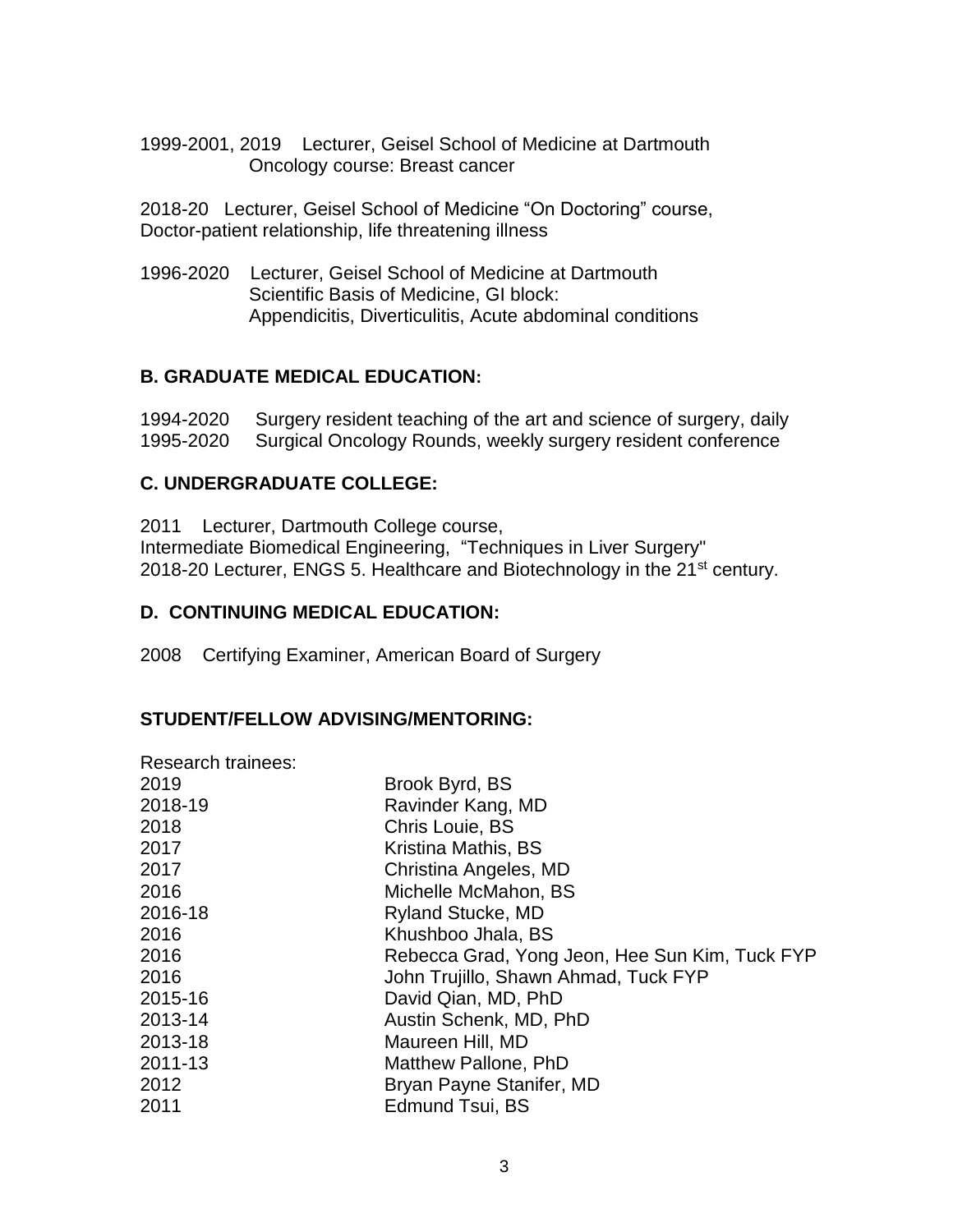1999-2001, 2019 Lecturer, Geisel School of Medicine at Dartmouth
Oncology course: Breast cancer

2018-20 Lecturer, Geisel School of Medicine "On Doctoring" course, Doctor-patient relationship, life threatening illness

1996-2020 Lecturer, Geisel School of Medicine at Dartmouth
Scientific Basis of Medicine, GI block:
Appendicitis, Diverticulitis, Acute abdominal conditions

### B. GRADUATE MEDICAL EDUCATION:

1994-2020 Surgery resident teaching of the art and science of surgery, daily
1995-2020 Surgical Oncology Rounds, weekly surgery resident conference

### C. UNDERGRADUATE COLLEGE:

2011 Lecturer, Dartmouth College course,
Intermediate Biomedical Engineering, "Techniques in Liver Surgery"
2018-20 Lecturer, ENGS 5. Healthcare and Biotechnology in the 21st century.

### D. CONTINUING MEDICAL EDUCATION:

2008 Certifying Examiner, American Board of Surgery

### STUDENT/FELLOW ADVISING/MENTORING:

Research trainees:

| | |
|---|---|
| 2019 | Brook Byrd, BS |
| 2018-19 | Ravinder Kang, MD |
| 2018 | Chris Louie, BS |
| 2017 | Kristina Mathis, BS |
| 2017 | Christina Angeles, MD |
| 2016 | Michelle McMahon, BS |
| 2016-18 | Ryland Stucke, MD |
| 2016 | Khushboo Jhala, BS |
| 2016 | Rebecca Grad, Yong Jeon, Hee Sun Kim, Tuck FYP |
| 2016 | John Trujillo, Shawn Ahmad, Tuck FYP |
| 2015-16 | David Qian, MD, PhD |
| 2013-14 | Austin Schenk, MD, PhD |
| 2013-18 | Maureen Hill, MD |
| 2011-13 | Matthew Pallone, PhD |
| 2012 | Bryan Payne Stanifer, MD |
| 2011 | Edmund Tsui, BS |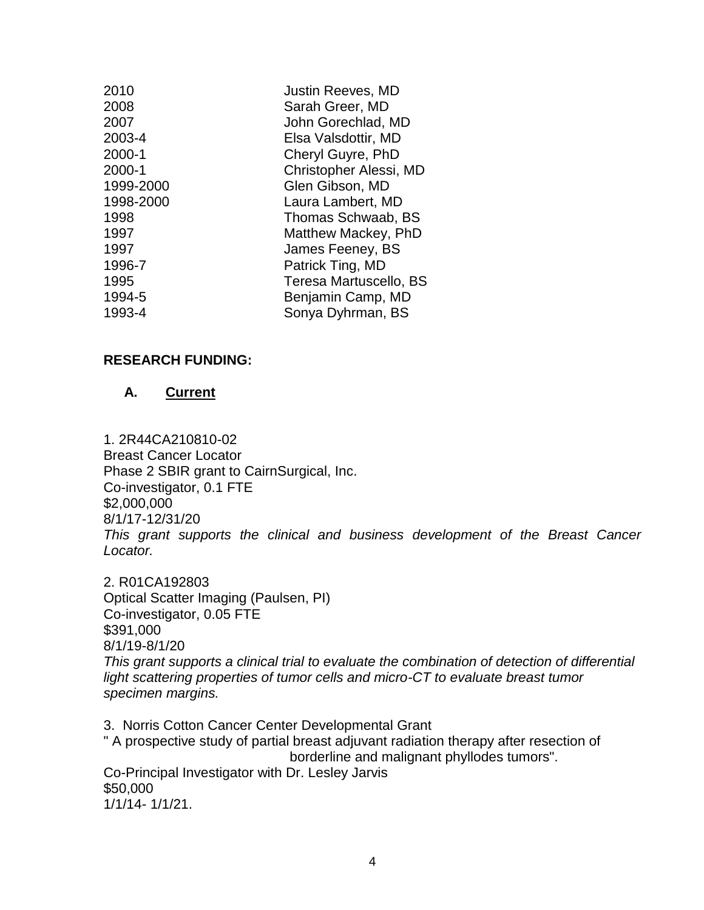| | |
|---|---|
| 2010 | Justin Reeves, MD |
| 2008 | Sarah Greer, MD |
| 2007 | John Gorechlad, MD |
| 2003-4 | Elsa Valsdottir, MD |
| 2000-1 | Cheryl Guyre, PhD |
| 2000-1 | Christopher Alessi, MD |
| 1999-2000 | Glen Gibson, MD |
| 1998-2000 | Laura Lambert, MD |
| 1998 | Thomas Schwaab, BS |
| 1997 | Matthew Mackey, PhD |
| 1997 | James Feeney, BS |
| 1996-7 | Patrick Ting, MD |
| 1995 | Teresa Martuscello, BS |
| 1994-5 | Benjamin Camp, MD |
| 1993-4 | Sonya Dyhrman, BS |

**RESEARCH FUNDING:**

**A. <u>Current</u>**

1. 2R44CA210810-02
Breast Cancer Locator
Phase 2 SBIR grant to CairnSurgical, Inc.
Co-investigator, 0.1 FTE
$2,000,000
8/1/17-12/31/20
*This grant supports the clinical and business development of the Breast Cancer Locator.*

2. R01CA192803
Optical Scatter Imaging (Paulsen, PI)
Co-investigator, 0.05 FTE
$391,000
8/1/19-8/1/20
*This grant supports a clinical trial to evaluate the combination of detection of differential light scattering properties of tumor cells and micro-CT to evaluate breast tumor specimen margins.*

3. Norris Cotton Cancer Center Developmental Grant
" A prospective study of partial breast adjuvant radiation therapy after resection of borderline and malignant phyllodes tumors".
Co-Principal Investigator with Dr. Lesley Jarvis
$50,000
1/1/14- 1/1/21.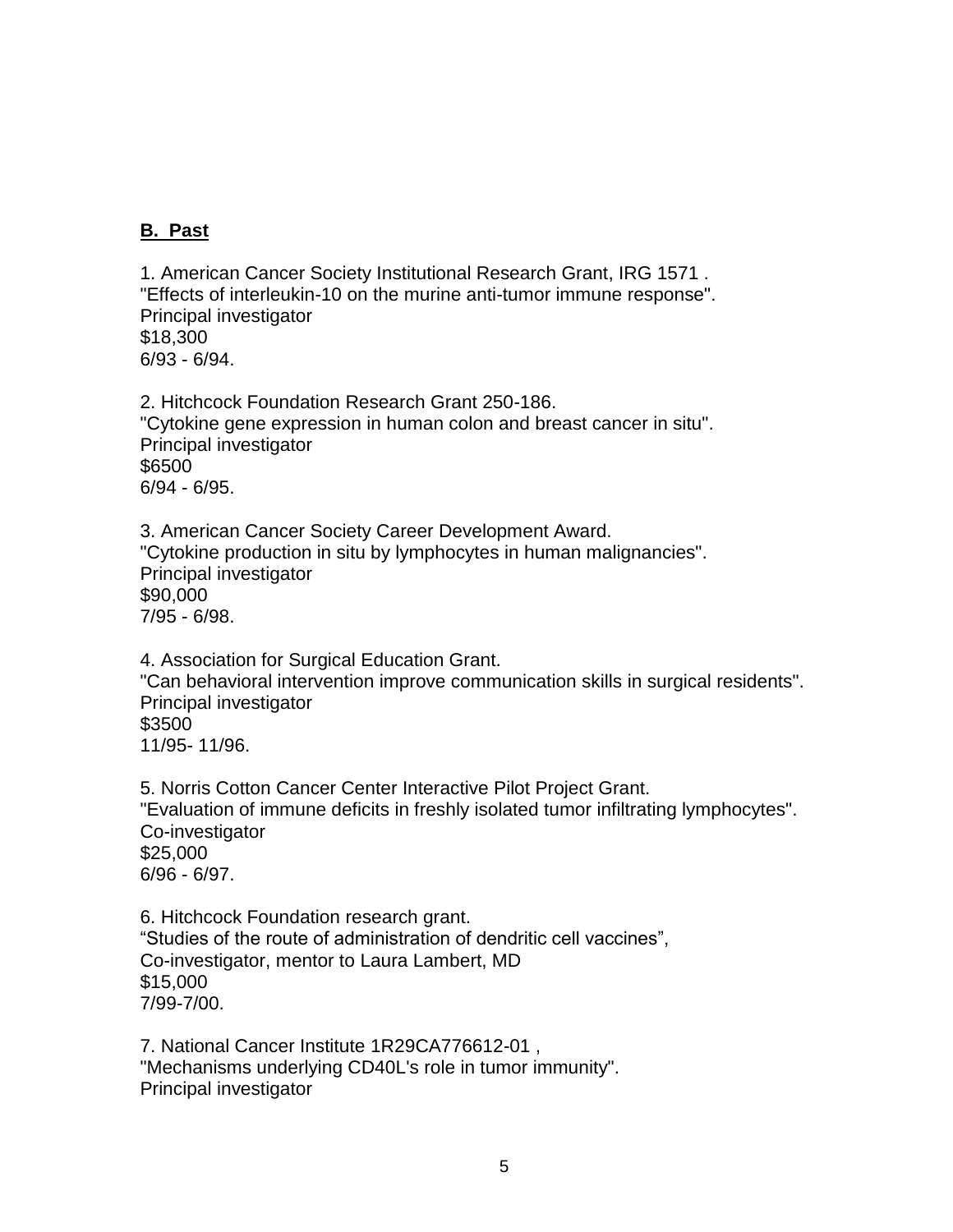**B. Past**

1. American Cancer Society Institutional Research Grant, IRG 1571 .
"Effects of interleukin-10 on the murine anti-tumor immune response".
Principal investigator
$18,300
6/93 - 6/94.

2. Hitchcock Foundation Research Grant 250-186.
"Cytokine gene expression in human colon and breast cancer in situ".
Principal investigator
$6500
6/94 - 6/95.

3. American Cancer Society Career Development Award.
"Cytokine production in situ by lymphocytes in human malignancies".
Principal investigator
$90,000
7/95 - 6/98.

4. Association for Surgical Education Grant.
"Can behavioral intervention improve communication skills in surgical residents".
Principal investigator
$3500
11/95- 11/96.

5. Norris Cotton Cancer Center Interactive Pilot Project Grant.
"Evaluation of immune deficits in freshly isolated tumor infiltrating lymphocytes".
Co-investigator
$25,000
6/96 - 6/97.

6. Hitchcock Foundation research grant.
“Studies of the route of administration of dendritic cell vaccines”,
Co-investigator, mentor to Laura Lambert, MD
$15,000
7/99-7/00.

7. National Cancer Institute 1R29CA776612-01 ,
"Mechanisms underlying CD40L's role in tumor immunity".
Principal investigator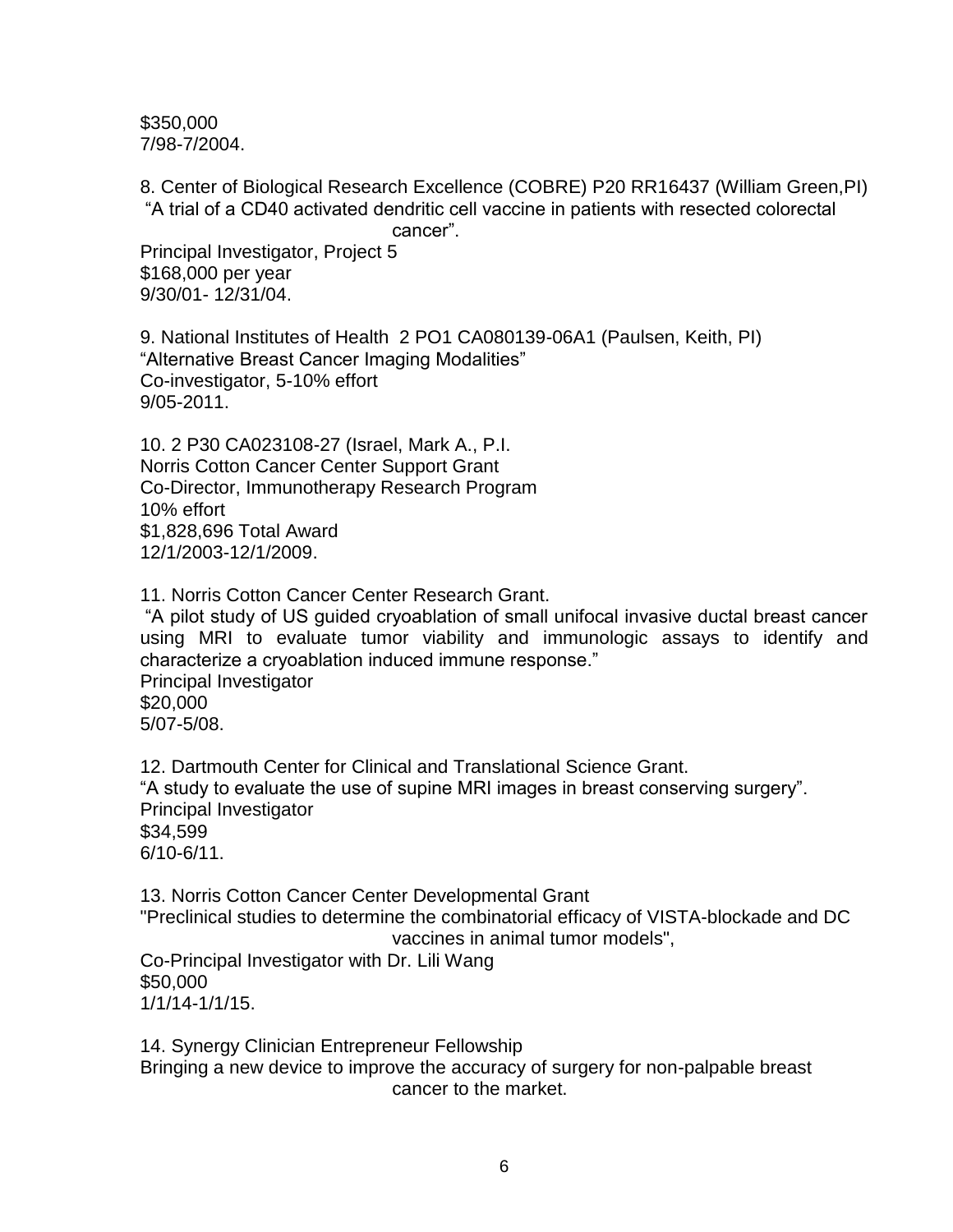$350,000
7/98-7/2004.

8. Center of Biological Research Excellence (COBRE) P20 RR16437 (William Green,PI)
"A trial of a CD40 activated dendritic cell vaccine in patients with resected colorectal cancer".
Principal Investigator, Project 5
$168,000 per year
9/30/01- 12/31/04.

9. National Institutes of Health 2 PO1 CA080139-06A1 (Paulsen, Keith, PI)
"Alternative Breast Cancer Imaging Modalities"
Co-investigator, 5-10% effort
9/05-2011.

10. 2 P30 CA023108-27 (Israel, Mark A., P.I.
Norris Cotton Cancer Center Support Grant
Co-Director, Immunotherapy Research Program
10% effort
$1,828,696 Total Award
12/1/2003-12/1/2009.

11. Norris Cotton Cancer Center Research Grant.
"A pilot study of US guided cryoablation of small unifocal invasive ductal breast cancer using MRI to evaluate tumor viability and immunologic assays to identify and characterize a cryoablation induced immune response."
Principal Investigator
$20,000
5/07-5/08.

12. Dartmouth Center for Clinical and Translational Science Grant.
"A study to evaluate the use of supine MRI images in breast conserving surgery".
Principal Investigator
$34,599
6/10-6/11.

13. Norris Cotton Cancer Center Developmental Grant
"Preclinical studies to determine the combinatorial efficacy of VISTA-blockade and DC vaccines in animal tumor models",
Co-Principal Investigator with Dr. Lili Wang
$50,000
1/1/14-1/1/15.

14. Synergy Clinician Entrepreneur Fellowship
Bringing a new device to improve the accuracy of surgery for non-palpable breast cancer to the market.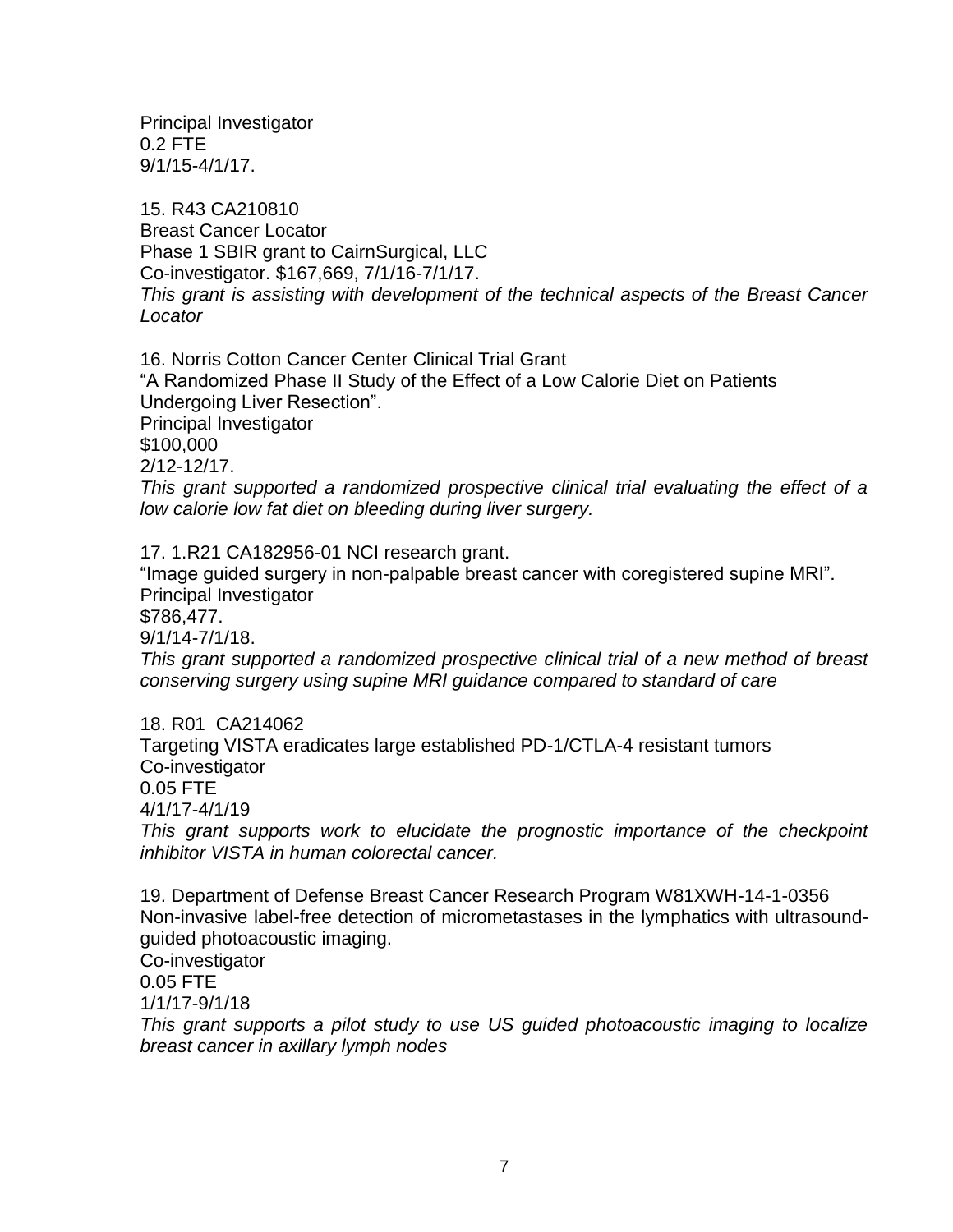Principal Investigator
0.2 FTE
9/1/15-4/1/17.

15. R43 CA210810
Breast Cancer Locator
Phase 1 SBIR grant to CairnSurgical, LLC
Co-investigator. $167,669, 7/1/16-7/1/17.
*This grant is assisting with development of the technical aspects of the Breast Cancer Locator*

16. Norris Cotton Cancer Center Clinical Trial Grant
"A Randomized Phase II Study of the Effect of a Low Calorie Diet on Patients Undergoing Liver Resection".
Principal Investigator
$100,000
2/12-12/17.
*This grant supported a randomized prospective clinical trial evaluating the effect of a low calorie low fat diet on bleeding during liver surgery.*

17. 1.R21 CA182956-01 NCI research grant.
"Image guided surgery in non-palpable breast cancer with coregistered supine MRI".
Principal Investigator
$786,477.
9/1/14-7/1/18.
*This grant supported a randomized prospective clinical trial of a new method of breast conserving surgery using supine MRI guidance compared to standard of care*

18. R01 CA214062
Targeting VISTA eradicates large established PD-1/CTLA-4 resistant tumors
Co-investigator
0.05 FTE
4/1/17-4/1/19
*This grant supports work to elucidate the prognostic importance of the checkpoint inhibitor VISTA in human colorectal cancer.*

19. Department of Defense Breast Cancer Research Program W81XWH-14-1-0356
Non-invasive label-free detection of micrometastases in the lymphatics with ultrasound-guided photoacoustic imaging.
Co-investigator
0.05 FTE
1/1/17-9/1/18
*This grant supports a pilot study to use US guided photoacoustic imaging to localize breast cancer in axillary lymph nodes*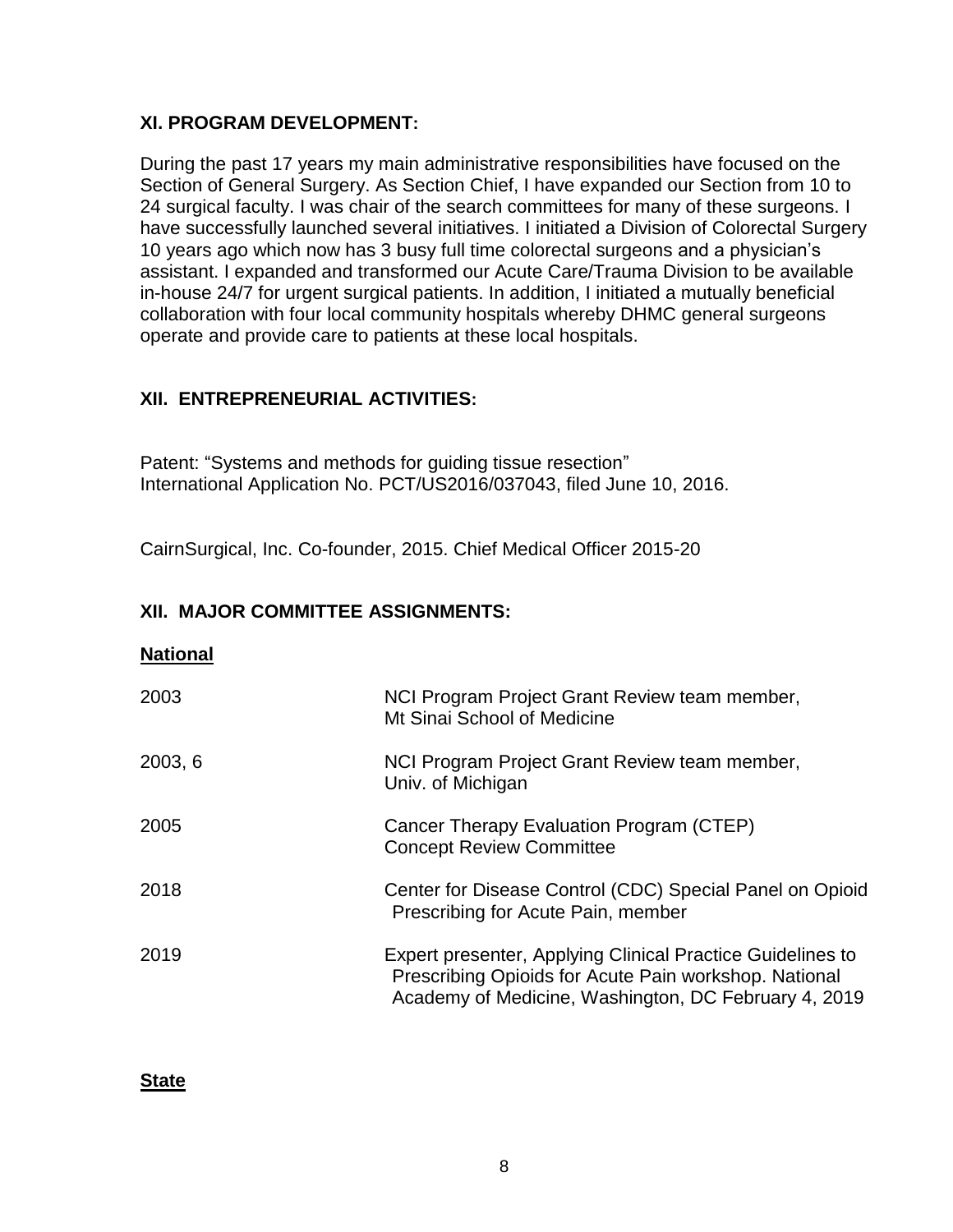## XI. PROGRAM DEVELOPMENT:

During the past 17 years my main administrative responsibilities have focused on the Section of General Surgery. As Section Chief, I have expanded our Section from 10 to 24 surgical faculty. I was chair of the search committees for many of these surgeons. I have successfully launched several initiatives. I initiated a Division of Colorectal Surgery 10 years ago which now has 3 busy full time colorectal surgeons and a physician's assistant. I expanded and transformed our Acute Care/Trauma Division to be available in-house 24/7 for urgent surgical patients. In addition, I initiated a mutually beneficial collaboration with four local community hospitals whereby DHMC general surgeons operate and provide care to patients at these local hospitals.

## XII. ENTREPRENEURIAL ACTIVITIES:

Patent: "Systems and methods for guiding tissue resection"
International Application No. PCT/US2016/037043, filed June 10, 2016.

CairnSurgical, Inc. Co-founder, 2015. Chief Medical Officer 2015-20

## XII. MAJOR COMMITTEE ASSIGNMENTS:

**National**

| | |
|---|---|
| 2003 | NCI Program Project Grant Review team member, Mt Sinai School of Medicine |
| 2003, 6 | NCI Program Project Grant Review team member, Univ. of Michigan |
| 2005 | Cancer Therapy Evaluation Program (CTEP) Concept Review Committee |
| 2018 | Center for Disease Control (CDC) Special Panel on Opioid Prescribing for Acute Pain, member |
| 2019 | Expert presenter, Applying Clinical Practice Guidelines to Prescribing Opioids for Acute Pain workshop. National Academy of Medicine, Washington, DC February 4, 2019 |

**State**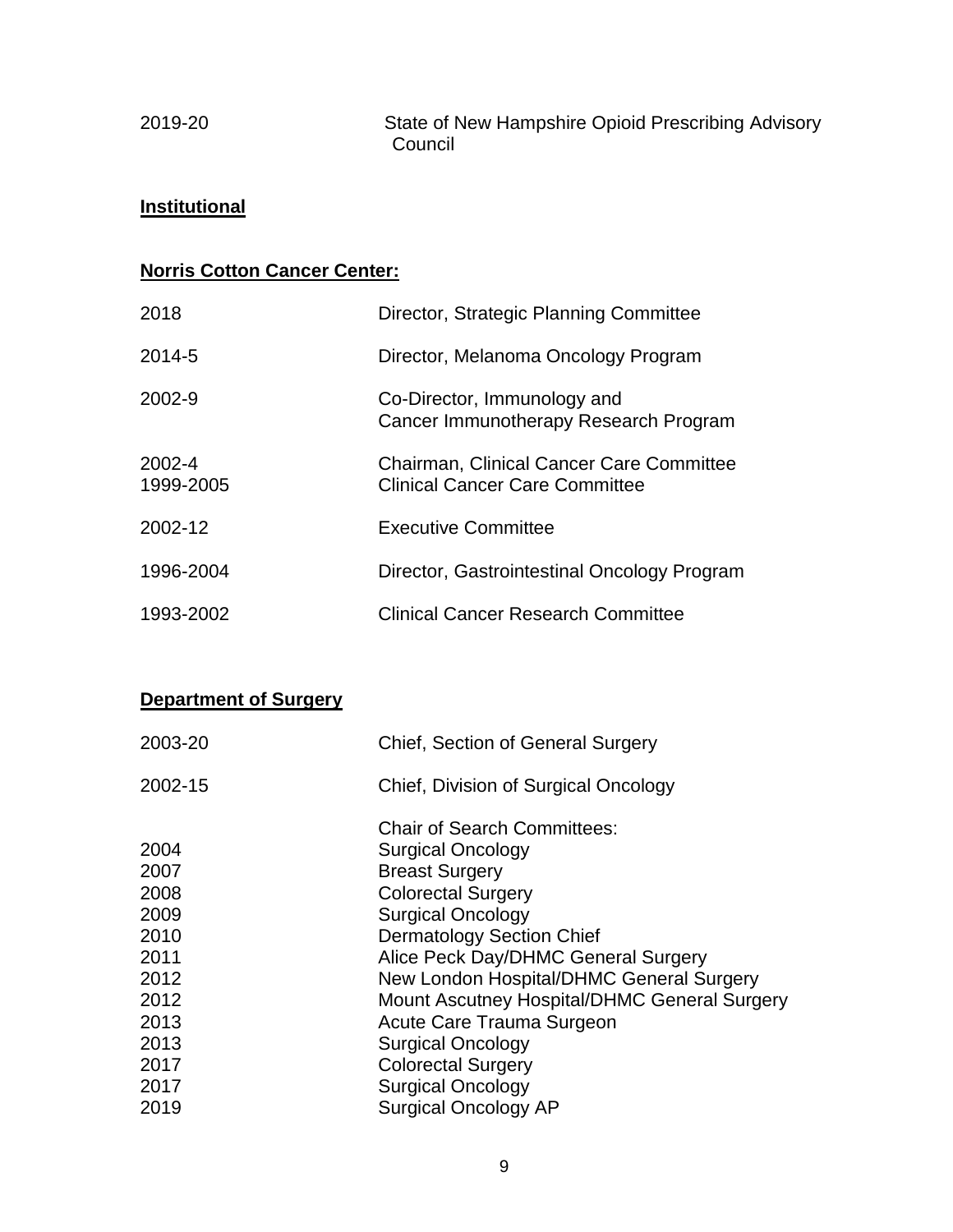2019-20 State of New Hampshire Opioid Prescribing Advisory Council

**Institutional**

**Norris Cotton Cancer Center:**

| | |
|---|---|
| 2018 | Director, Strategic Planning Committee |
| 2014-5 | Director, Melanoma Oncology Program |
| 2002-9 | Co-Director, Immunology and Cancer Immunotherapy Research Program |
| 2002-4 | Chairman, Clinical Cancer Care Committee |
| 1999-2005 | Clinical Cancer Care Committee |
| 2002-12 | Executive Committee |
| 1996-2004 | Director, Gastrointestinal Oncology Program |
| 1993-2002 | Clinical Cancer Research Committee |

**Department of Surgery**

| | |
|---|---|
| 2003-20 | Chief, Section of General Surgery |
| 2002-15 | Chief, Division of Surgical Oncology |
| | Chair of Search Committees: |
| 2004 | Surgical Oncology |
| 2007 | Breast Surgery |
| 2008 | Colorectal Surgery |
| 2009 | Surgical Oncology |
| 2010 | Dermatology Section Chief |
| 2011 | Alice Peck Day/DHMC General Surgery |
| 2012 | New London Hospital/DHMC General Surgery |
| 2012 | Mount Ascutney Hospital/DHMC General Surgery |
| 2013 | Acute Care Trauma Surgeon |
| 2013 | Surgical Oncology |
| 2017 | Colorectal Surgery |
| 2017 | Surgical Oncology |
| 2019 | Surgical Oncology AP |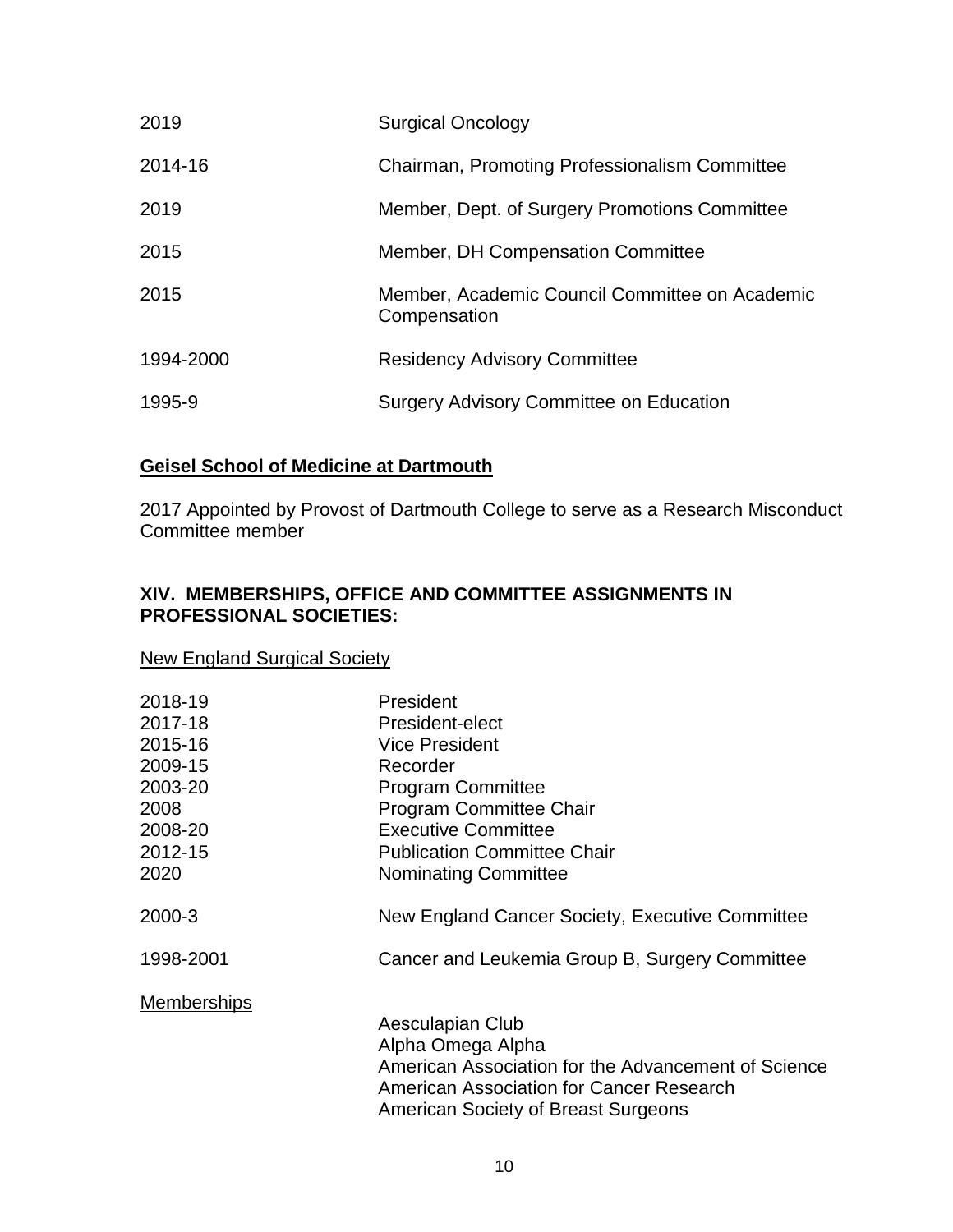| | |
|---|---|
| 2019 | Surgical Oncology |
| 2014-16 | Chairman, Promoting Professionalism Committee |
| 2019 | Member, Dept. of Surgery Promotions Committee |
| 2015 | Member, DH Compensation Committee |
| 2015 | Member, Academic Council Committee on Academic Compensation |
| 1994-2000 | Residency Advisory Committee |
| 1995-9 | Surgery Advisory Committee on Education |

**Geisel School of Medicine at Dartmouth**

2017 Appointed by Provost of Dartmouth College to serve as a Research Misconduct Committee member

## XIV. MEMBERSHIPS, OFFICE AND COMMITTEE ASSIGNMENTS IN PROFESSIONAL SOCIETIES:

New England Surgical Society

| | |
|---|---|
| 2018-19 | President |
| 2017-18 | President-elect |
| 2015-16 | Vice President |
| 2009-15 | Recorder |
| 2003-20 | Program Committee |
| 2008 | Program Committee Chair |
| 2008-20 | Executive Committee |
| 2012-15 | Publication Committee Chair |
| 2020 | Nominating Committee |
| 2000-3 | New England Cancer Society, Executive Committee |
| 1998-2001 | Cancer and Leukemia Group B, Surgery Committee |

Memberships

Aesculapian Club
Alpha Omega Alpha
American Association for the Advancement of Science
American Association for Cancer Research
American Society of Breast Surgeons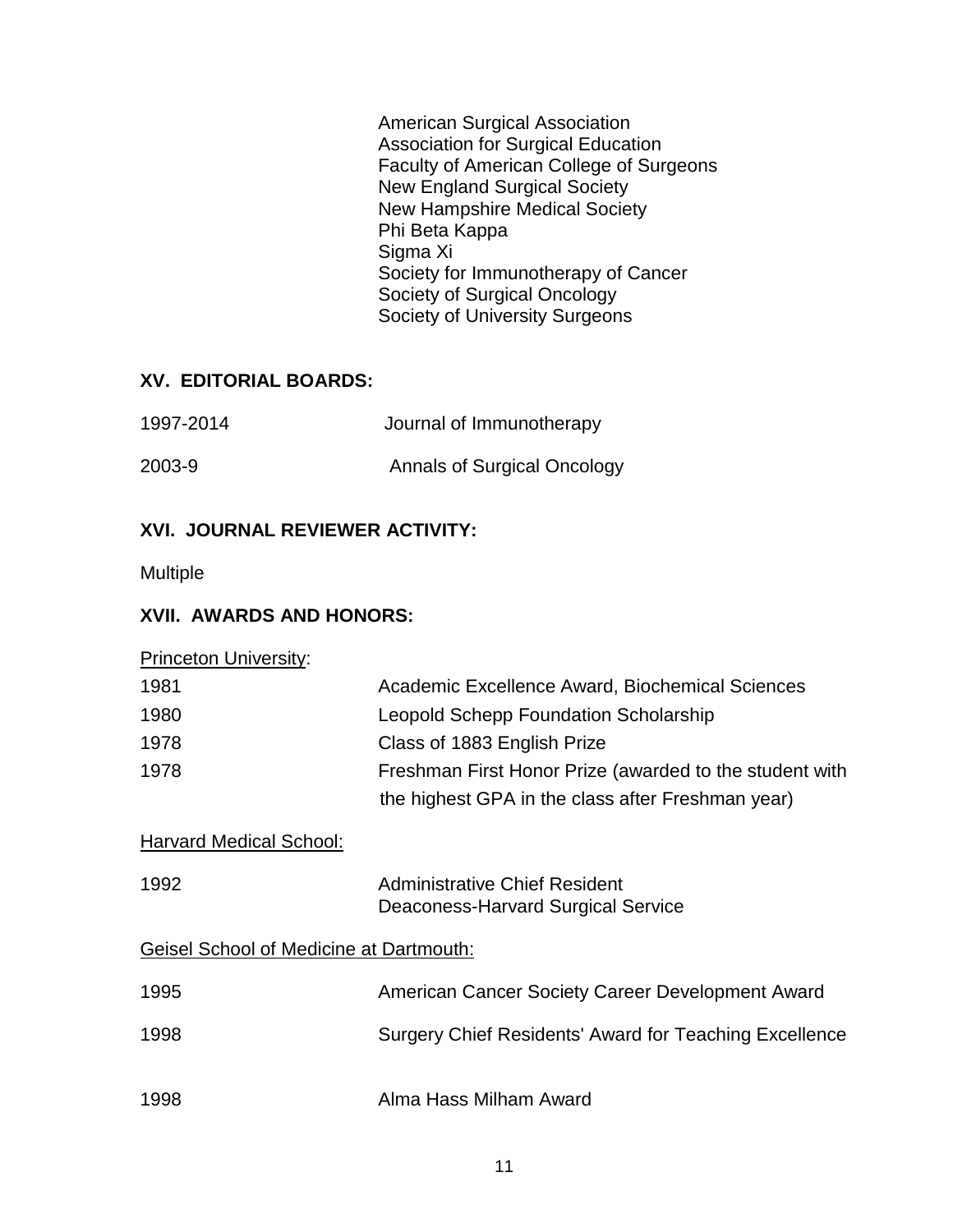American Surgical Association
Association for Surgical Education
Faculty of American College of Surgeons
New England Surgical Society
New Hampshire Medical Society
Phi Beta Kappa
Sigma Xi
Society for Immunotherapy of Cancer
Society of Surgical Oncology
Society of University Surgeons

## XV. EDITORIAL BOARDS:

| | |
|---|---|
| 1997-2014 | Journal of Immunotherapy |
| 2003-9 | Annals of Surgical Oncology |

## XVI. JOURNAL REVIEWER ACTIVITY:

Multiple

## XVII. AWARDS AND HONORS:

Princeton University:

| | |
|---|---|
| 1981 | Academic Excellence Award, Biochemical Sciences |
| 1980 | Leopold Schepp Foundation Scholarship |
| 1978 | Class of 1883 English Prize |
| 1978 | Freshman First Honor Prize (awarded to the student with the highest GPA in the class after Freshman year) |

Harvard Medical School:

| | |
|---|---|
| 1992 | Administrative Chief Resident<br>Deaconess-Harvard Surgical Service |

Geisel School of Medicine at Dartmouth:

| | |
|---|---|
| 1995 | American Cancer Society Career Development Award |
| 1998 | Surgery Chief Residents' Award for Teaching Excellence |
| 1998 | Alma Hass Milham Award |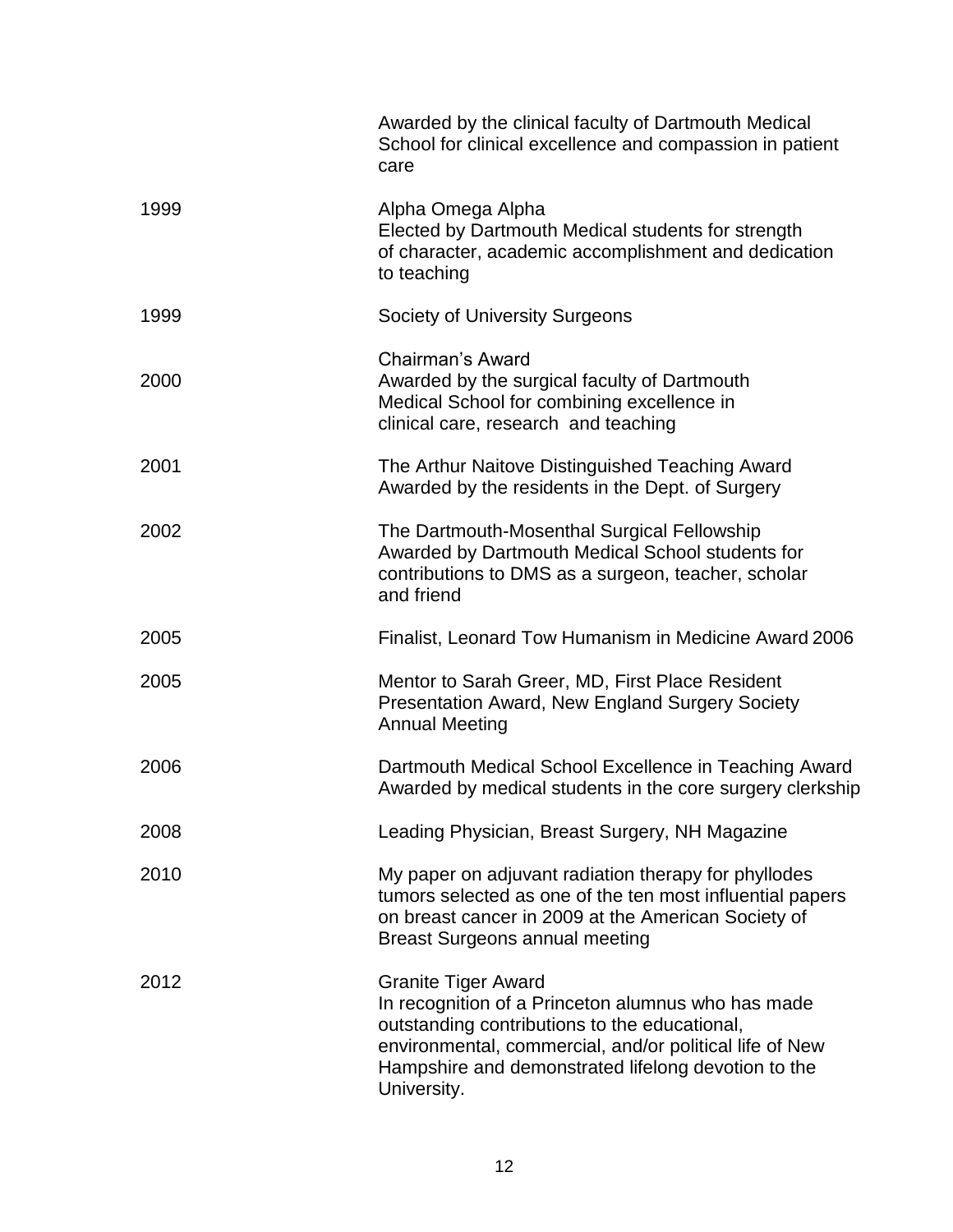| | |
|---|---|
| | Awarded by the clinical faculty of Dartmouth Medical School for clinical excellence and compassion in patient care |
| 1999 | Alpha Omega Alpha<br>Elected by Dartmouth Medical students for strength of character, academic accomplishment and dedication to teaching |
| 1999 | Society of University Surgeons |
| 2000 | Chairman's Award<br>Awarded by the surgical faculty of Dartmouth Medical School for combining excellence in clinical care, research and teaching |
| 2001 | The Arthur Naitove Distinguished Teaching Award<br>Awarded by the residents in the Dept. of Surgery |
| 2002 | The Dartmouth-Mosenthal Surgical Fellowship<br>Awarded by Dartmouth Medical School students for contributions to DMS as a surgeon, teacher, scholar and friend |
| 2005 | Finalist, Leonard Tow Humanism in Medicine Award 2006 |
| 2005 | Mentor to Sarah Greer, MD, First Place Resident Presentation Award, New England Surgery Society Annual Meeting |
| 2006 | Dartmouth Medical School Excellence in Teaching Award<br>Awarded by medical students in the core surgery clerkship |
| 2008 | Leading Physician, Breast Surgery, NH Magazine |
| 2010 | My paper on adjuvant radiation therapy for phyllodes tumors selected as one of the ten most influential papers on breast cancer in 2009 at the American Society of Breast Surgeons annual meeting |
| 2012 | Granite Tiger Award<br>In recognition of a Princeton alumnus who has made outstanding contributions to the educational, environmental, commercial, and/or political life of New Hampshire and demonstrated lifelong devotion to the University. |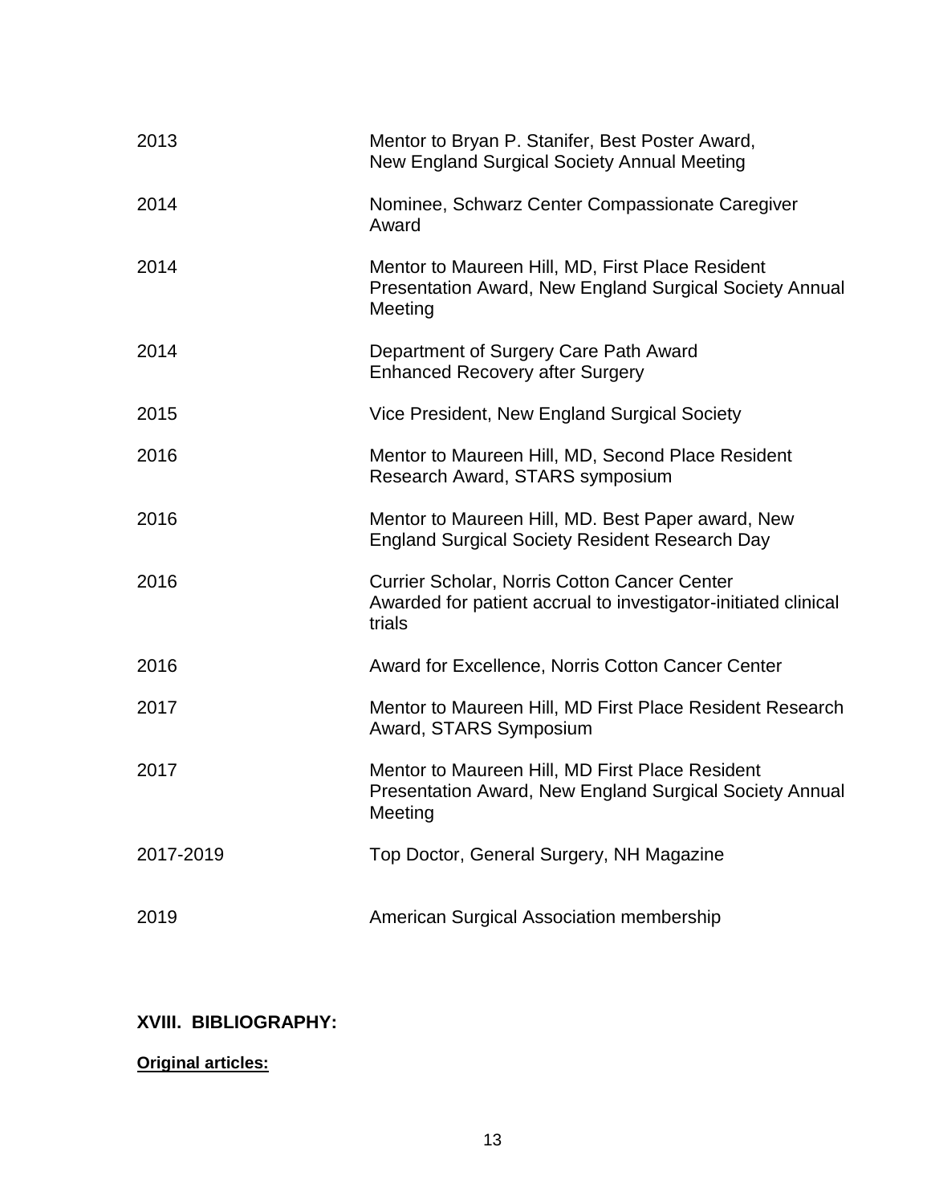| | |
|---|---|
| 2013 | Mentor to Bryan P. Stanifer, Best Poster Award, New England Surgical Society Annual Meeting |
| 2014 | Nominee, Schwarz Center Compassionate Caregiver Award |
| 2014 | Mentor to Maureen Hill, MD, First Place Resident Presentation Award, New England Surgical Society Annual Meeting |
| 2014 | Department of Surgery Care Path Award Enhanced Recovery after Surgery |
| 2015 | Vice President, New England Surgical Society |
| 2016 | Mentor to Maureen Hill, MD, Second Place Resident Research Award, STARS symposium |
| 2016 | Mentor to Maureen Hill, MD. Best Paper award, New England Surgical Society Resident Research Day |
| 2016 | Currier Scholar, Norris Cotton Cancer Center Awarded for patient accrual to investigator-initiated clinical trials |
| 2016 | Award for Excellence, Norris Cotton Cancer Center |
| 2017 | Mentor to Maureen Hill, MD First Place Resident Research Award, STARS Symposium |
| 2017 | Mentor to Maureen Hill, MD First Place Resident Presentation Award, New England Surgical Society Annual Meeting |
| 2017-2019 | Top Doctor, General Surgery, NH Magazine |
| 2019 | American Surgical Association membership |

**XVIII. BIBLIOGRAPHY:**

**Original articles:**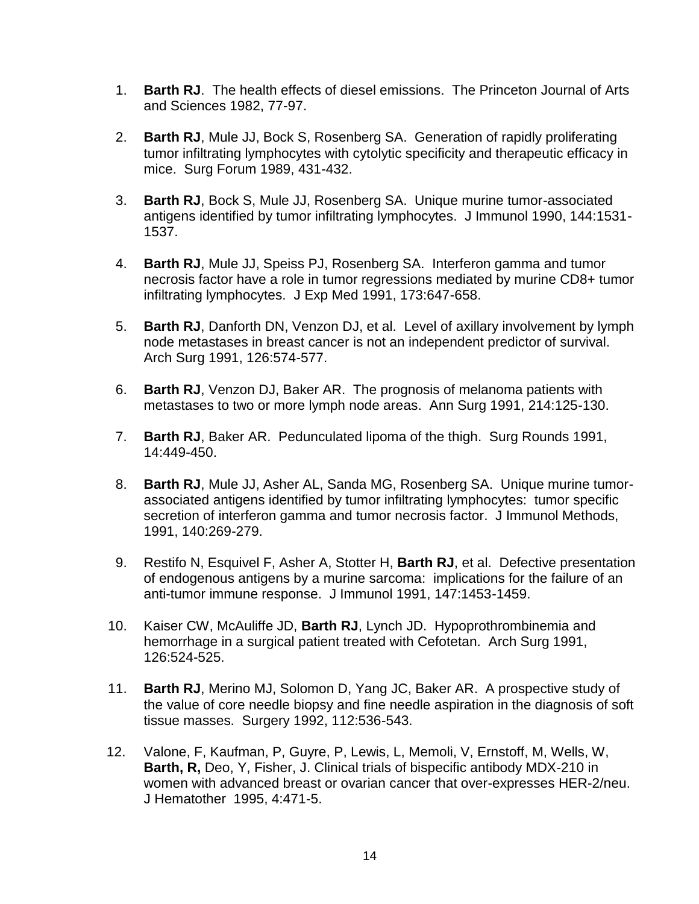1. **Barth RJ**. The health effects of diesel emissions. The Princeton Journal of Arts and Sciences 1982, 77-97.

2. **Barth RJ**, Mule JJ, Bock S, Rosenberg SA. Generation of rapidly proliferating tumor infiltrating lymphocytes with cytolytic specificity and therapeutic efficacy in mice. Surg Forum 1989, 431-432.

3. **Barth RJ**, Bock S, Mule JJ, Rosenberg SA. Unique murine tumor-associated antigens identified by tumor infiltrating lymphocytes. J Immunol 1990, 144:1531-1537.

4. **Barth RJ**, Mule JJ, Speiss PJ, Rosenberg SA. Interferon gamma and tumor necrosis factor have a role in tumor regressions mediated by murine CD8+ tumor infiltrating lymphocytes. J Exp Med 1991, 173:647-658.

5. **Barth RJ**, Danforth DN, Venzon DJ, et al. Level of axillary involvement by lymph node metastases in breast cancer is not an independent predictor of survival. Arch Surg 1991, 126:574-577.

6. **Barth RJ**, Venzon DJ, Baker AR. The prognosis of melanoma patients with metastases to two or more lymph node areas. Ann Surg 1991, 214:125-130.

7. **Barth RJ**, Baker AR. Pedunculated lipoma of the thigh. Surg Rounds 1991, 14:449-450.

8. **Barth RJ**, Mule JJ, Asher AL, Sanda MG, Rosenberg SA. Unique murine tumor-associated antigens identified by tumor infiltrating lymphocytes: tumor specific secretion of interferon gamma and tumor necrosis factor. J Immunol Methods, 1991, 140:269-279.

9. Restifo N, Esquivel F, Asher A, Stotter H, **Barth RJ**, et al. Defective presentation of endogenous antigens by a murine sarcoma: implications for the failure of an anti-tumor immune response. J Immunol 1991, 147:1453-1459.

10. Kaiser CW, McAuliffe JD, **Barth RJ**, Lynch JD. Hypoprothrombinemia and hemorrhage in a surgical patient treated with Cefotetan. Arch Surg 1991, 126:524-525.

11. **Barth RJ**, Merino MJ, Solomon D, Yang JC, Baker AR. A prospective study of the value of core needle biopsy and fine needle aspiration in the diagnosis of soft tissue masses. Surgery 1992, 112:536-543.

12. Valone, F, Kaufman, P, Guyre, P, Lewis, L, Memoli, V, Ernstoff, M, Wells, W, **Barth, R,** Deo, Y, Fisher, J. Clinical trials of bispecific antibody MDX-210 in women with advanced breast or ovarian cancer that over-expresses HER-2/neu. J Hematother 1995, 4:471-5.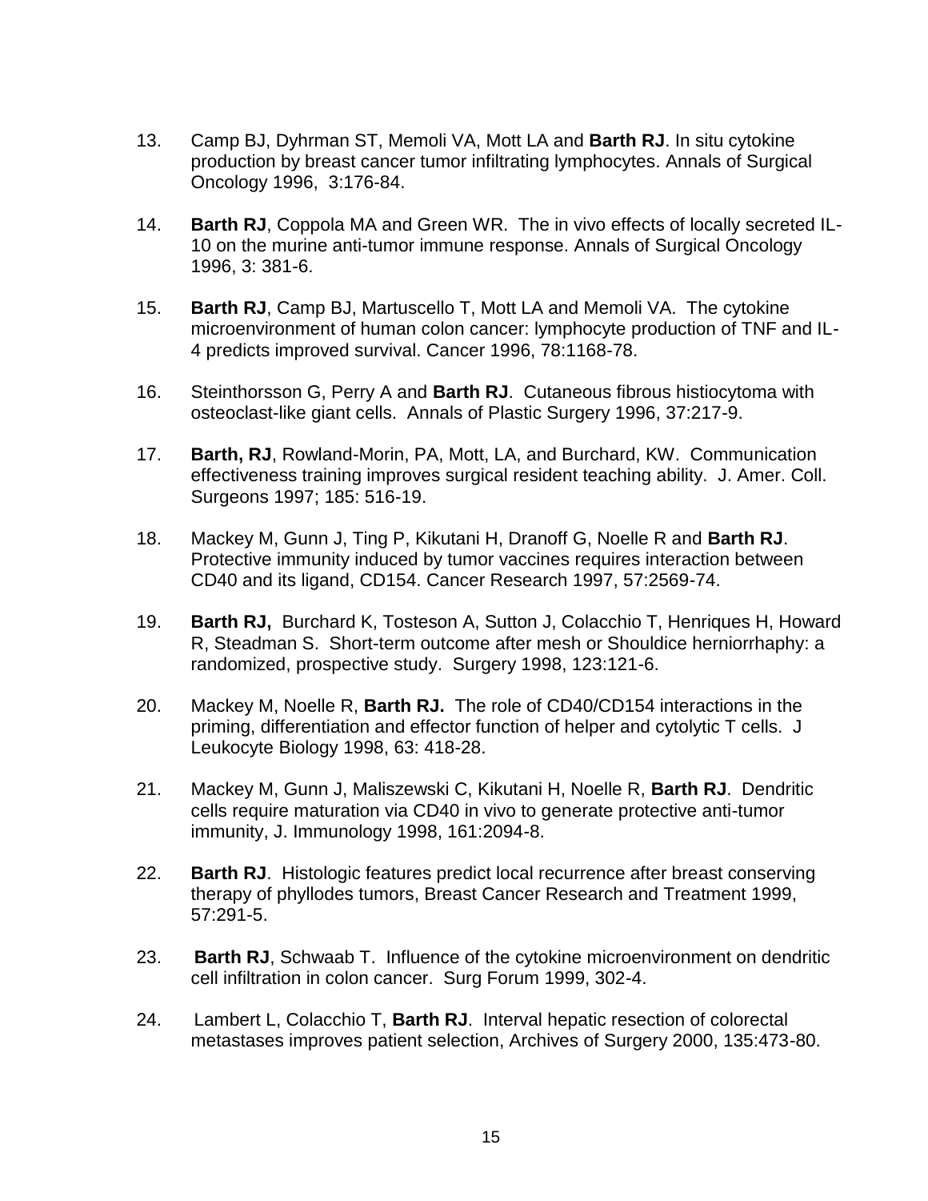13. Camp BJ, Dyhrman ST, Memoli VA, Mott LA and **Barth RJ**. In situ cytokine production by breast cancer tumor infiltrating lymphocytes. Annals of Surgical Oncology 1996, 3:176-84.

14. **Barth RJ**, Coppola MA and Green WR. The in vivo effects of locally secreted IL-10 on the murine anti-tumor immune response. Annals of Surgical Oncology 1996, 3: 381-6.

15. **Barth RJ**, Camp BJ, Martuscello T, Mott LA and Memoli VA. The cytokine microenvironment of human colon cancer: lymphocyte production of TNF and IL-4 predicts improved survival. Cancer 1996, 78:1168-78.

16. Steinthorsson G, Perry A and **Barth RJ**. Cutaneous fibrous histiocytoma with osteoclast-like giant cells. Annals of Plastic Surgery 1996, 37:217-9.

17. **Barth, RJ**, Rowland-Morin, PA, Mott, LA, and Burchard, KW. Communication effectiveness training improves surgical resident teaching ability. J. Amer. Coll. Surgeons 1997; 185: 516-19.

18. Mackey M, Gunn J, Ting P, Kikutani H, Dranoff G, Noelle R and **Barth RJ**. Protective immunity induced by tumor vaccines requires interaction between CD40 and its ligand, CD154. Cancer Research 1997, 57:2569-74.

19. **Barth RJ,** Burchard K, Tosteson A, Sutton J, Colacchio T, Henriques H, Howard R, Steadman S. Short-term outcome after mesh or Shouldice herniorrhaphy: a randomized, prospective study. Surgery 1998, 123:121-6.

20. Mackey M, Noelle R, **Barth RJ.** The role of CD40/CD154 interactions in the priming, differentiation and effector function of helper and cytolytic T cells. J Leukocyte Biology 1998, 63: 418-28.

21. Mackey M, Gunn J, Maliszewski C, Kikutani H, Noelle R, **Barth RJ**. Dendritic cells require maturation via CD40 in vivo to generate protective anti-tumor immunity, J. Immunology 1998, 161:2094-8.

22. **Barth RJ**. Histologic features predict local recurrence after breast conserving therapy of phyllodes tumors, Breast Cancer Research and Treatment 1999, 57:291-5.

23. **Barth RJ**, Schwaab T. Influence of the cytokine microenvironment on dendritic cell infiltration in colon cancer. Surg Forum 1999, 302-4.

24. Lambert L, Colacchio T, **Barth RJ**. Interval hepatic resection of colorectal metastases improves patient selection, Archives of Surgery 2000, 135:473-80.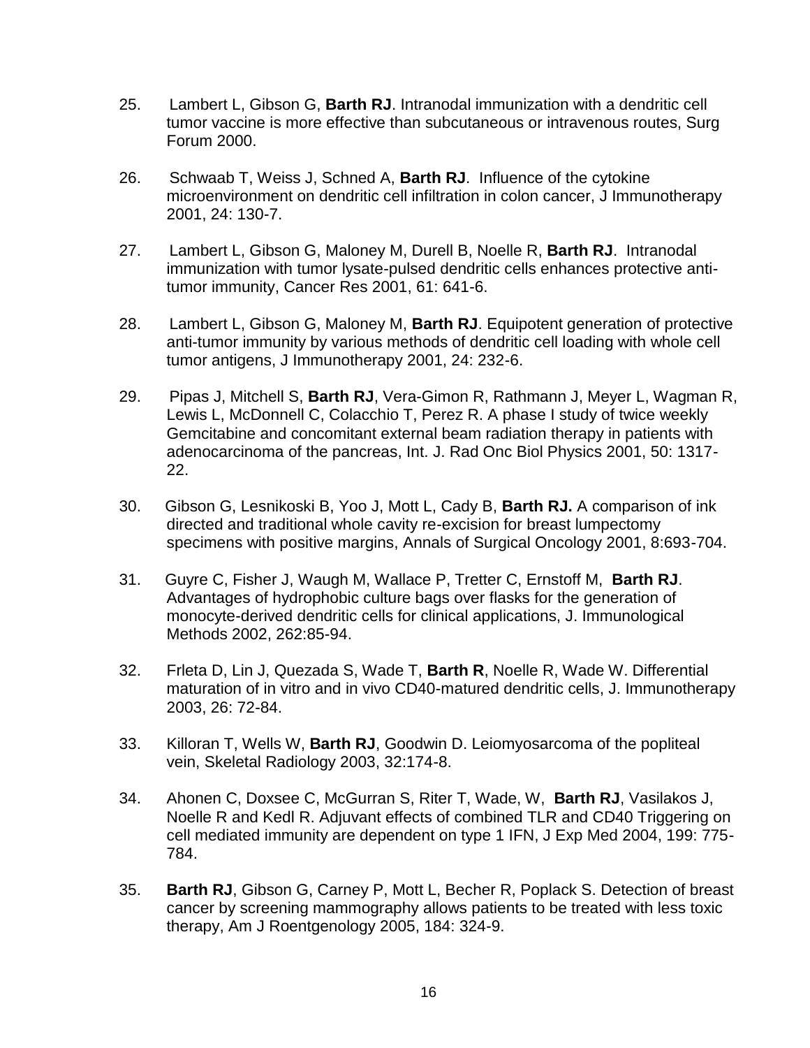25. Lambert L, Gibson G, **Barth RJ**. Intranodal immunization with a dendritic cell tumor vaccine is more effective than subcutaneous or intravenous routes, Surg Forum 2000.

26. Schwaab T, Weiss J, Schned A, **Barth RJ**. Influence of the cytokine microenvironment on dendritic cell infiltration in colon cancer, J Immunotherapy 2001, 24: 130-7.

27. Lambert L, Gibson G, Maloney M, Durell B, Noelle R, **Barth RJ**. Intranodal immunization with tumor lysate-pulsed dendritic cells enhances protective anti-tumor immunity, Cancer Res 2001, 61: 641-6.

28. Lambert L, Gibson G, Maloney M, **Barth RJ**. Equipotent generation of protective anti-tumor immunity by various methods of dendritic cell loading with whole cell tumor antigens, J Immunotherapy 2001, 24: 232-6.

29. Pipas J, Mitchell S, **Barth RJ**, Vera-Gimon R, Rathmann J, Meyer L, Wagman R, Lewis L, McDonnell C, Colacchio T, Perez R. A phase I study of twice weekly Gemcitabine and concomitant external beam radiation therapy in patients with adenocarcinoma of the pancreas, Int. J. Rad Onc Biol Physics 2001, 50: 1317-22.

30. Gibson G, Lesnikoski B, Yoo J, Mott L, Cady B, **Barth RJ.** A comparison of ink directed and traditional whole cavity re-excision for breast lumpectomy specimens with positive margins, Annals of Surgical Oncology 2001, 8:693-704.

31. Guyre C, Fisher J, Waugh M, Wallace P, Tretter C, Ernstoff M, **Barth RJ**. Advantages of hydrophobic culture bags over flasks for the generation of monocyte-derived dendritic cells for clinical applications, J. Immunological Methods 2002, 262:85-94.

32. Frleta D, Lin J, Quezada S, Wade T, **Barth R**, Noelle R, Wade W. Differential maturation of in vitro and in vivo CD40-matured dendritic cells, J. Immunotherapy 2003, 26: 72-84.

33. Killoran T, Wells W, **Barth RJ**, Goodwin D. Leiomyosarcoma of the popliteal vein, Skeletal Radiology 2003, 32:174-8.

34. Ahonen C, Doxsee C, McGurran S, Riter T, Wade, W, **Barth RJ**, Vasilakos J, Noelle R and Kedl R. Adjuvant effects of combined TLR and CD40 Triggering on cell mediated immunity are dependent on type 1 IFN, J Exp Med 2004, 199: 775-784.

35. **Barth RJ**, Gibson G, Carney P, Mott L, Becher R, Poplack S. Detection of breast cancer by screening mammography allows patients to be treated with less toxic therapy, Am J Roentgenology 2005, 184: 324-9.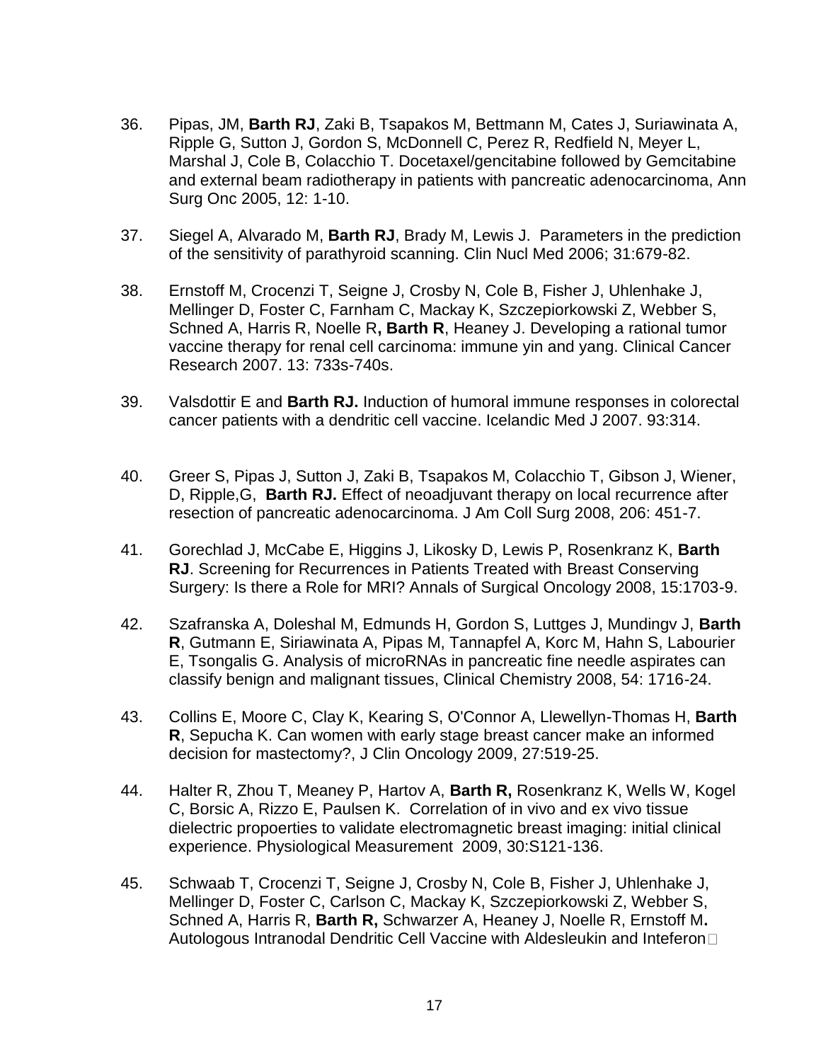36. Pipas, JM, **Barth RJ**, Zaki B, Tsapakos M, Bettmann M, Cates J, Suriawinata A, Ripple G, Sutton J, Gordon S, McDonnell C, Perez R, Redfield N, Meyer L, Marshal J, Cole B, Colacchio T. Docetaxel/gencitabine followed by Gemcitabine and external beam radiotherapy in patients with pancreatic adenocarcinoma, Ann Surg Onc 2005, 12: 1-10.

37. Siegel A, Alvarado M, **Barth RJ**, Brady M, Lewis J. Parameters in the prediction of the sensitivity of parathyroid scanning. Clin Nucl Med 2006; 31:679-82.

38. Ernstoff M, Crocenzi T, Seigne J, Crosby N, Cole B, Fisher J, Uhlenhake J, Mellinger D, Foster C, Farnham C, Mackay K, Szczepiorkowski Z, Webber S, Schned A, Harris R, Noelle R**, Barth R**, Heaney J. Developing a rational tumor vaccine therapy for renal cell carcinoma: immune yin and yang. Clinical Cancer Research 2007. 13: 733s-740s.

39. Valsdottir E and **Barth RJ.** Induction of humoral immune responses in colorectal cancer patients with a dendritic cell vaccine. Icelandic Med J 2007. 93:314.

40. Greer S, Pipas J, Sutton J, Zaki B, Tsapakos M, Colacchio T, Gibson J, Wiener, D, Ripple,G, **Barth RJ.** Effect of neoadjuvant therapy on local recurrence after resection of pancreatic adenocarcinoma. J Am Coll Surg 2008, 206: 451-7.

41. Gorechlad J, McCabe E, Higgins J, Likosky D, Lewis P, Rosenkranz K, **Barth RJ**. Screening for Recurrences in Patients Treated with Breast Conserving Surgery: Is there a Role for MRI? Annals of Surgical Oncology 2008, 15:1703-9.

42. Szafranska A, Doleshal M, Edmunds H, Gordon S, Luttges J, Mundingv J, **Barth R**, Gutmann E, Siriawinata A, Pipas M, Tannapfel A, Korc M, Hahn S, Labourier E, Tsongalis G. Analysis of microRNAs in pancreatic fine needle aspirates can classify benign and malignant tissues, Clinical Chemistry 2008, 54: 1716-24.

43. Collins E, Moore C, Clay K, Kearing S, O'Connor A, Llewellyn-Thomas H, **Barth R**, Sepucha K. Can women with early stage breast cancer make an informed decision for mastectomy?, J Clin Oncology 2009, 27:519-25.

44. Halter R, Zhou T, Meaney P, Hartov A, **Barth R,** Rosenkranz K, Wells W, Kogel C, Borsic A, Rizzo E, Paulsen K. Correlation of in vivo and ex vivo tissue dielectric propoerties to validate electromagnetic breast imaging: initial clinical experience. Physiological Measurement 2009, 30:S121-136.

45. Schwaab T, Crocenzi T, Seigne J, Crosby N, Cole B, Fisher J, Uhlenhake J, Mellinger D, Foster C, Carlson C, Mackay K, Szczepiorkowski Z, Webber S, Schned A, Harris R, **Barth R,** Schwarzer A, Heaney J, Noelle R, Ernstoff M**.** Autologous Intranodal Dendritic Cell Vaccine with Aldesleukin and Inteferon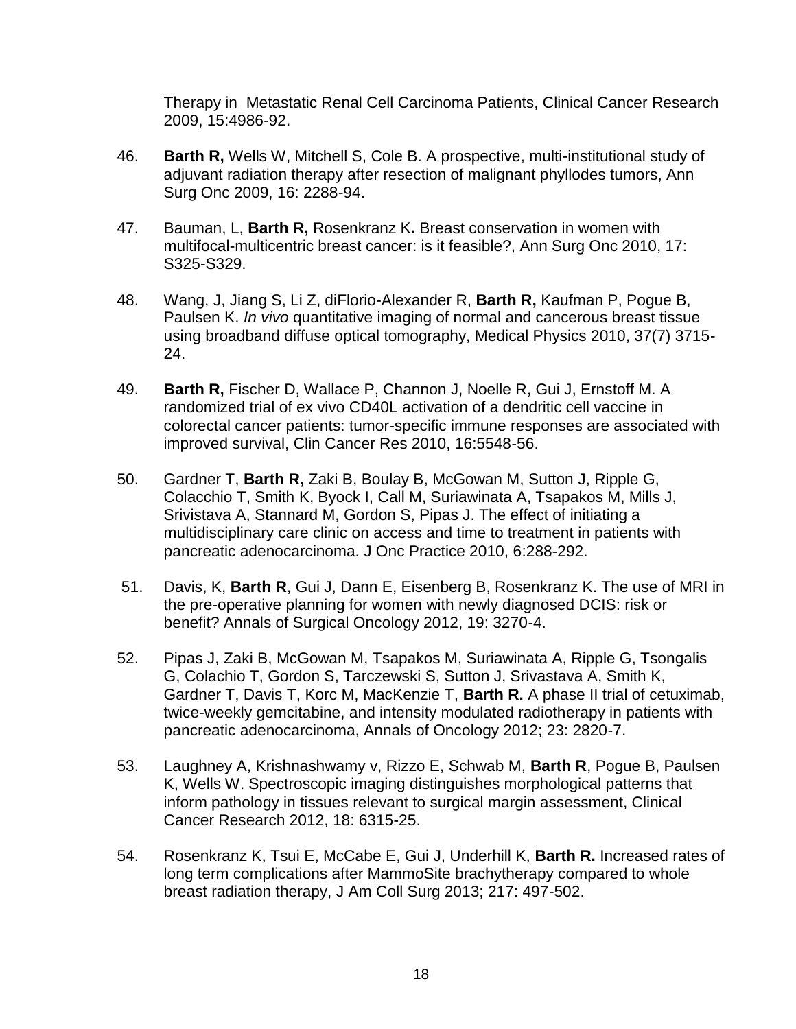Therapy in Metastatic Renal Cell Carcinoma Patients, Clinical Cancer Research 2009, 15:4986-92.

46. **Barth R,** Wells W, Mitchell S, Cole B. A prospective, multi-institutional study of adjuvant radiation therapy after resection of malignant phyllodes tumors, Ann Surg Onc 2009, 16: 2288-94.

47. Bauman, L, **Barth R,** Rosenkranz K**.** Breast conservation in women with multifocal-multicentric breast cancer: is it feasible?, Ann Surg Onc 2010, 17: S325-S329.

48. Wang, J, Jiang S, Li Z, diFlorio-Alexander R, **Barth R,** Kaufman P, Pogue B, Paulsen K. *In vivo* quantitative imaging of normal and cancerous breast tissue using broadband diffuse optical tomography, Medical Physics 2010, 37(7) 3715-24.

49. **Barth R,** Fischer D, Wallace P, Channon J, Noelle R, Gui J, Ernstoff M. A randomized trial of ex vivo CD40L activation of a dendritic cell vaccine in colorectal cancer patients: tumor-specific immune responses are associated with improved survival, Clin Cancer Res 2010, 16:5548-56.

50. Gardner T, **Barth R,** Zaki B, Boulay B, McGowan M, Sutton J, Ripple G, Colacchio T, Smith K, Byock I, Call M, Suriawinata A, Tsapakos M, Mills J, Srivistava A, Stannard M, Gordon S, Pipas J. The effect of initiating a multidisciplinary care clinic on access and time to treatment in patients with pancreatic adenocarcinoma. J Onc Practice 2010, 6:288-292.

51. Davis, K, **Barth R**, Gui J, Dann E, Eisenberg B, Rosenkranz K. The use of MRI in the pre-operative planning for women with newly diagnosed DCIS: risk or benefit? Annals of Surgical Oncology 2012, 19: 3270-4.

52. Pipas J, Zaki B, McGowan M, Tsapakos M, Suriawinata A, Ripple G, Tsongalis G, Colachio T, Gordon S, Tarczewski S, Sutton J, Srivastava A, Smith K, Gardner T, Davis T, Korc M, MacKenzie T, **Barth R.** A phase II trial of cetuximab, twice-weekly gemcitabine, and intensity modulated radiotherapy in patients with pancreatic adenocarcinoma, Annals of Oncology 2012; 23: 2820-7.

53. Laughney A, Krishnashwamy v, Rizzo E, Schwab M, **Barth R**, Pogue B, Paulsen K, Wells W. Spectroscopic imaging distinguishes morphological patterns that inform pathology in tissues relevant to surgical margin assessment, Clinical Cancer Research 2012, 18: 6315-25.

54. Rosenkranz K, Tsui E, McCabe E, Gui J, Underhill K, **Barth R.** Increased rates of long term complications after MammoSite brachytherapy compared to whole breast radiation therapy, J Am Coll Surg 2013; 217: 497-502.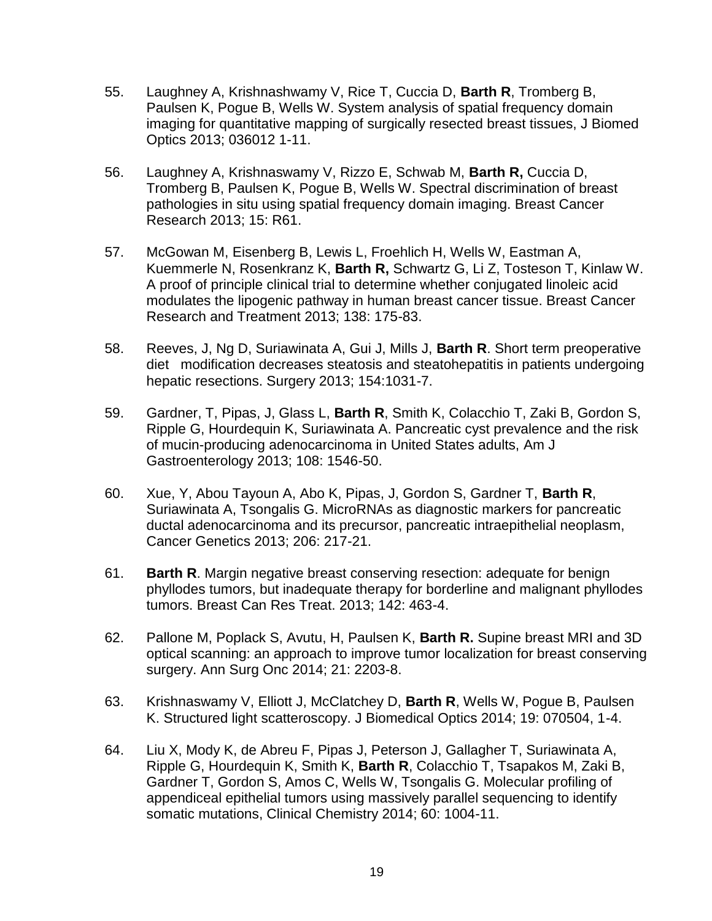55. Laughney A, Krishnashwamy V, Rice T, Cuccia D, **Barth R**, Tromberg B, Paulsen K, Pogue B, Wells W. System analysis of spatial frequency domain imaging for quantitative mapping of surgically resected breast tissues, J Biomed Optics 2013; 036012 1-11.

56. Laughney A, Krishnaswamy V, Rizzo E, Schwab M, **Barth R,** Cuccia D, Tromberg B, Paulsen K, Pogue B, Wells W. Spectral discrimination of breast pathologies in situ using spatial frequency domain imaging. Breast Cancer Research 2013; 15: R61.

57. McGowan M, Eisenberg B, Lewis L, Froehlich H, Wells W, Eastman A, Kuemmerle N, Rosenkranz K, **Barth R,** Schwartz G, Li Z, Tosteson T, Kinlaw W. A proof of principle clinical trial to determine whether conjugated linoleic acid modulates the lipogenic pathway in human breast cancer tissue. Breast Cancer Research and Treatment 2013; 138: 175-83.

58. Reeves, J, Ng D, Suriawinata A, Gui J, Mills J, **Barth R**. Short term preoperative diet modification decreases steatosis and steatohepatitis in patients undergoing hepatic resections. Surgery 2013; 154:1031-7.

59. Gardner, T, Pipas, J, Glass L, **Barth R**, Smith K, Colacchio T, Zaki B, Gordon S, Ripple G, Hourdequin K, Suriawinata A. Pancreatic cyst prevalence and the risk of mucin-producing adenocarcinoma in United States adults, Am J Gastroenterology 2013; 108: 1546-50.

60. Xue, Y, Abou Tayoun A, Abo K, Pipas, J, Gordon S, Gardner T, **Barth R**, Suriawinata A, Tsongalis G. MicroRNAs as diagnostic markers for pancreatic ductal adenocarcinoma and its precursor, pancreatic intraepithelial neoplasm, Cancer Genetics 2013; 206: 217-21.

61. **Barth R**. Margin negative breast conserving resection: adequate for benign phyllodes tumors, but inadequate therapy for borderline and malignant phyllodes tumors. Breast Can Res Treat. 2013; 142: 463-4.

62. Pallone M, Poplack S, Avutu, H, Paulsen K, **Barth R.** Supine breast MRI and 3D optical scanning: an approach to improve tumor localization for breast conserving surgery. Ann Surg Onc 2014; 21: 2203-8.

63. Krishnaswamy V, Elliott J, McClatchey D, **Barth R**, Wells W, Pogue B, Paulsen K. Structured light scatteroscopy. J Biomedical Optics 2014; 19: 070504, 1-4.

64. Liu X, Mody K, de Abreu F, Pipas J, Peterson J, Gallagher T, Suriawinata A, Ripple G, Hourdequin K, Smith K, **Barth R**, Colacchio T, Tsapakos M, Zaki B, Gardner T, Gordon S, Amos C, Wells W, Tsongalis G. Molecular profiling of appendiceal epithelial tumors using massively parallel sequencing to identify somatic mutations, Clinical Chemistry 2014; 60: 1004-11.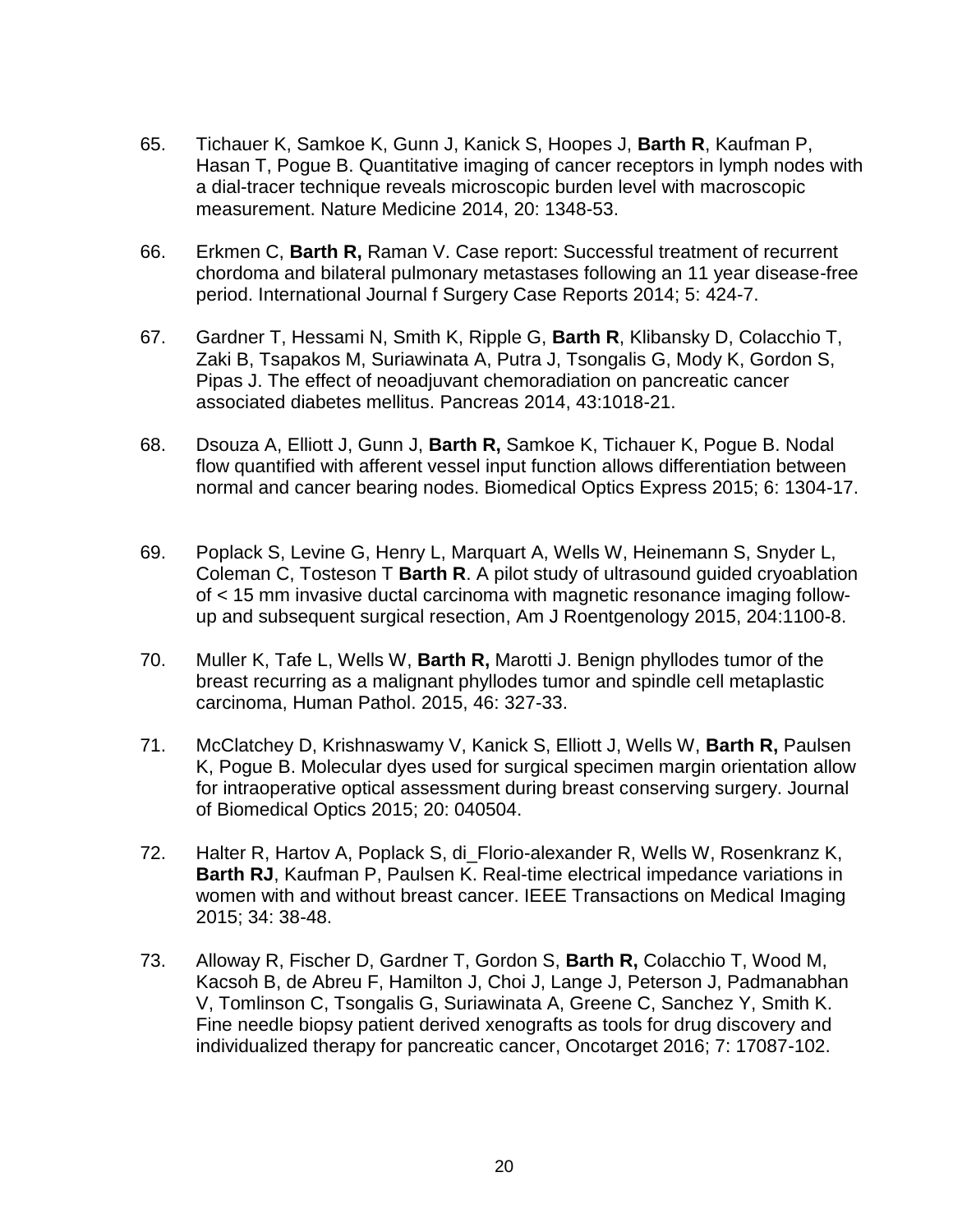65. Tichauer K, Samkoe K, Gunn J, Kanick S, Hoopes J, **Barth R**, Kaufman P, Hasan T, Pogue B. Quantitative imaging of cancer receptors in lymph nodes with a dial-tracer technique reveals microscopic burden level with macroscopic measurement. Nature Medicine 2014, 20: 1348-53.

66. Erkmen C, **Barth R,** Raman V. Case report: Successful treatment of recurrent chordoma and bilateral pulmonary metastases following an 11 year disease-free period. International Journal f Surgery Case Reports 2014; 5: 424-7.

67. Gardner T, Hessami N, Smith K, Ripple G, **Barth R**, Klibansky D, Colacchio T, Zaki B, Tsapakos M, Suriawinata A, Putra J, Tsongalis G, Mody K, Gordon S, Pipas J. The effect of neoadjuvant chemoradiation on pancreatic cancer associated diabetes mellitus. Pancreas 2014, 43:1018-21.

68. Dsouza A, Elliott J, Gunn J, **Barth R,** Samkoe K, Tichauer K, Pogue B. Nodal flow quantified with afferent vessel input function allows differentiation between normal and cancer bearing nodes. Biomedical Optics Express 2015; 6: 1304-17.

69. Poplack S, Levine G, Henry L, Marquart A, Wells W, Heinemann S, Snyder L, Coleman C, Tosteson T **Barth R**. A pilot study of ultrasound guided cryoablation of < 15 mm invasive ductal carcinoma with magnetic resonance imaging follow-up and subsequent surgical resection, Am J Roentgenology 2015, 204:1100-8.

70. Muller K, Tafe L, Wells W, **Barth R,** Marotti J. Benign phyllodes tumor of the breast recurring as a malignant phyllodes tumor and spindle cell metaplastic carcinoma, Human Pathol. 2015, 46: 327-33.

71. McClatchey D, Krishnaswamy V, Kanick S, Elliott J, Wells W, **Barth R,** Paulsen K, Pogue B. Molecular dyes used for surgical specimen margin orientation allow for intraoperative optical assessment during breast conserving surgery. Journal of Biomedical Optics 2015; 20: 040504.

72. Halter R, Hartov A, Poplack S, di_Florio-alexander R, Wells W, Rosenkranz K, **Barth RJ**, Kaufman P, Paulsen K. Real-time electrical impedance variations in women with and without breast cancer. IEEE Transactions on Medical Imaging 2015; 34: 38-48.

73. Alloway R, Fischer D, Gardner T, Gordon S, **Barth R,** Colacchio T, Wood M, Kacsoh B, de Abreu F, Hamilton J, Choi J, Lange J, Peterson J, Padmanabhan V, Tomlinson C, Tsongalis G, Suriawinata A, Greene C, Sanchez Y, Smith K. Fine needle biopsy patient derived xenografts as tools for drug discovery and individualized therapy for pancreatic cancer, Oncotarget 2016; 7: 17087-102.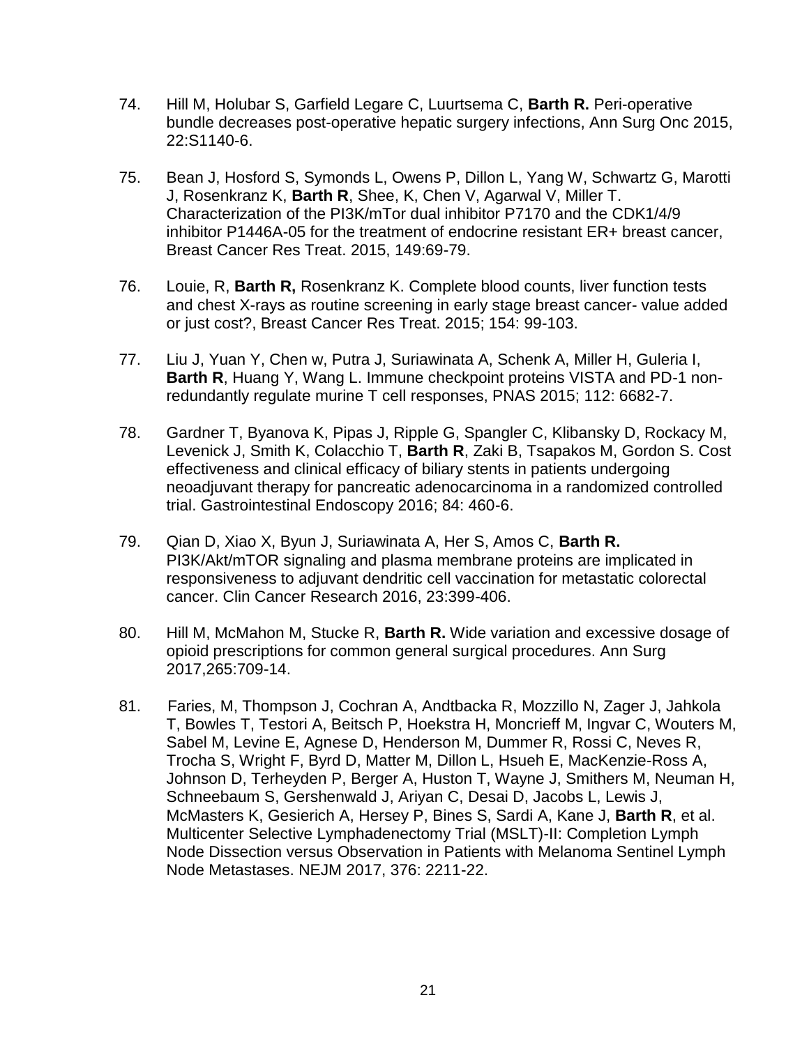74. Hill M, Holubar S, Garfield Legare C, Luurtsema C, **Barth R.** Peri-operative bundle decreases post-operative hepatic surgery infections, Ann Surg Onc 2015, 22:S1140-6.

75. Bean J, Hosford S, Symonds L, Owens P, Dillon L, Yang W, Schwartz G, Marotti J, Rosenkranz K, **Barth R**, Shee, K, Chen V, Agarwal V, Miller T. Characterization of the PI3K/mTor dual inhibitor P7170 and the CDK1/4/9 inhibitor P1446A-05 for the treatment of endocrine resistant ER+ breast cancer, Breast Cancer Res Treat. 2015, 149:69-79.

76. Louie, R, **Barth R,** Rosenkranz K. Complete blood counts, liver function tests and chest X-rays as routine screening in early stage breast cancer- value added or just cost?, Breast Cancer Res Treat. 2015; 154: 99-103.

77. Liu J, Yuan Y, Chen w, Putra J, Suriawinata A, Schenk A, Miller H, Guleria I, **Barth R**, Huang Y, Wang L. Immune checkpoint proteins VISTA and PD-1 non-redundantly regulate murine T cell responses, PNAS 2015; 112: 6682-7.

78. Gardner T, Byanova K, Pipas J, Ripple G, Spangler C, Klibansky D, Rockacy M, Levenick J, Smith K, Colacchio T, **Barth R**, Zaki B, Tsapakos M, Gordon S. Cost effectiveness and clinical efficacy of biliary stents in patients undergoing neoadjuvant therapy for pancreatic adenocarcinoma in a randomized controlled trial. Gastrointestinal Endoscopy 2016; 84: 460-6.

79. Qian D, Xiao X, Byun J, Suriawinata A, Her S, Amos C, **Barth R.** PI3K/Akt/mTOR signaling and plasma membrane proteins are implicated in responsiveness to adjuvant dendritic cell vaccination for metastatic colorectal cancer. Clin Cancer Research 2016, 23:399-406.

80. Hill M, McMahon M, Stucke R, **Barth R.** Wide variation and excessive dosage of opioid prescriptions for common general surgical procedures. Ann Surg 2017,265:709-14.

81. Faries, M, Thompson J, Cochran A, Andtbacka R, Mozzillo N, Zager J, Jahkola T, Bowles T, Testori A, Beitsch P, Hoekstra H, Moncrieff M, Ingvar C, Wouters M, Sabel M, Levine E, Agnese D, Henderson M, Dummer R, Rossi C, Neves R, Trocha S, Wright F, Byrd D, Matter M, Dillon L, Hsueh E, MacKenzie-Ross A, Johnson D, Terheyden P, Berger A, Huston T, Wayne J, Smithers M, Neuman H, Schneebaum S, Gershenwald J, Ariyan C, Desai D, Jacobs L, Lewis J, McMasters K, Gesierich A, Hersey P, Bines S, Sardi A, Kane J, **Barth R**, et al. Multicenter Selective Lymphadenectomy Trial (MSLT)-II: Completion Lymph Node Dissection versus Observation in Patients with Melanoma Sentinel Lymph Node Metastases. NEJM 2017, 376: 2211-22.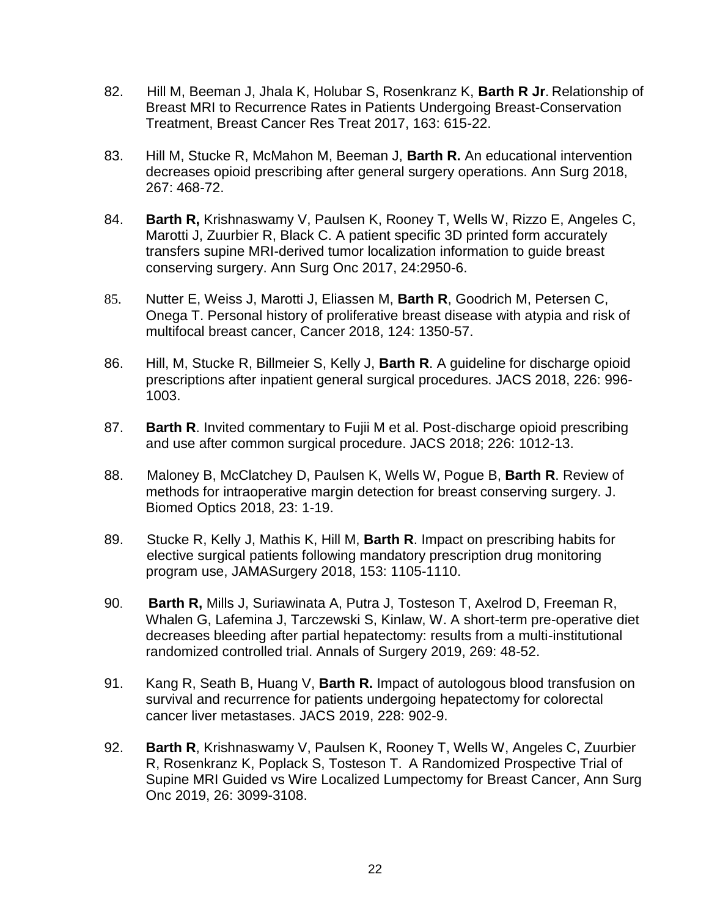82. Hill M, Beeman J, Jhala K, Holubar S, Rosenkranz K, **Barth R Jr**. Relationship of Breast MRI to Recurrence Rates in Patients Undergoing Breast-Conservation Treatment, Breast Cancer Res Treat 2017, 163: 615-22.

83. Hill M, Stucke R, McMahon M, Beeman J, **Barth R.** An educational intervention decreases opioid prescribing after general surgery operations. Ann Surg 2018, 267: 468-72.

84. **Barth R,** Krishnaswamy V, Paulsen K, Rooney T, Wells W, Rizzo E, Angeles C, Marotti J, Zuurbier R, Black C. A patient specific 3D printed form accurately transfers supine MRI-derived tumor localization information to guide breast conserving surgery. Ann Surg Onc 2017, 24:2950-6.

85. Nutter E, Weiss J, Marotti J, Eliassen M, **Barth R**, Goodrich M, Petersen C, Onega T. Personal history of proliferative breast disease with atypia and risk of multifocal breast cancer, Cancer 2018, 124: 1350-57.

86. Hill, M, Stucke R, Billmeier S, Kelly J, **Barth R**. A guideline for discharge opioid prescriptions after inpatient general surgical procedures. JACS 2018, 226: 996-1003.

87. **Barth R**. Invited commentary to Fujii M et al. Post-discharge opioid prescribing and use after common surgical procedure. JACS 2018; 226: 1012-13.

88. Maloney B, McClatchey D, Paulsen K, Wells W, Pogue B, **Barth R**. Review of methods for intraoperative margin detection for breast conserving surgery. J. Biomed Optics 2018, 23: 1-19.

89. Stucke R, Kelly J, Mathis K, Hill M, **Barth R**. Impact on prescribing habits for elective surgical patients following mandatory prescription drug monitoring program use, JAMASurgery 2018, 153: 1105-1110.

90. **Barth R,** Mills J, Suriawinata A, Putra J, Tosteson T, Axelrod D, Freeman R, Whalen G, Lafemina J, Tarczewski S, Kinlaw, W. A short-term pre-operative diet decreases bleeding after partial hepatectomy: results from a multi-institutional randomized controlled trial. Annals of Surgery 2019, 269: 48-52.

91. Kang R, Seath B, Huang V, **Barth R.** Impact of autologous blood transfusion on survival and recurrence for patients undergoing hepatectomy for colorectal cancer liver metastases. JACS 2019, 228: 902-9.

92. **Barth R**, Krishnaswamy V, Paulsen K, Rooney T, Wells W, Angeles C, Zuurbier R, Rosenkranz K, Poplack S, Tosteson T. A Randomized Prospective Trial of Supine MRI Guided vs Wire Localized Lumpectomy for Breast Cancer, Ann Surg Onc 2019, 26: 3099-3108.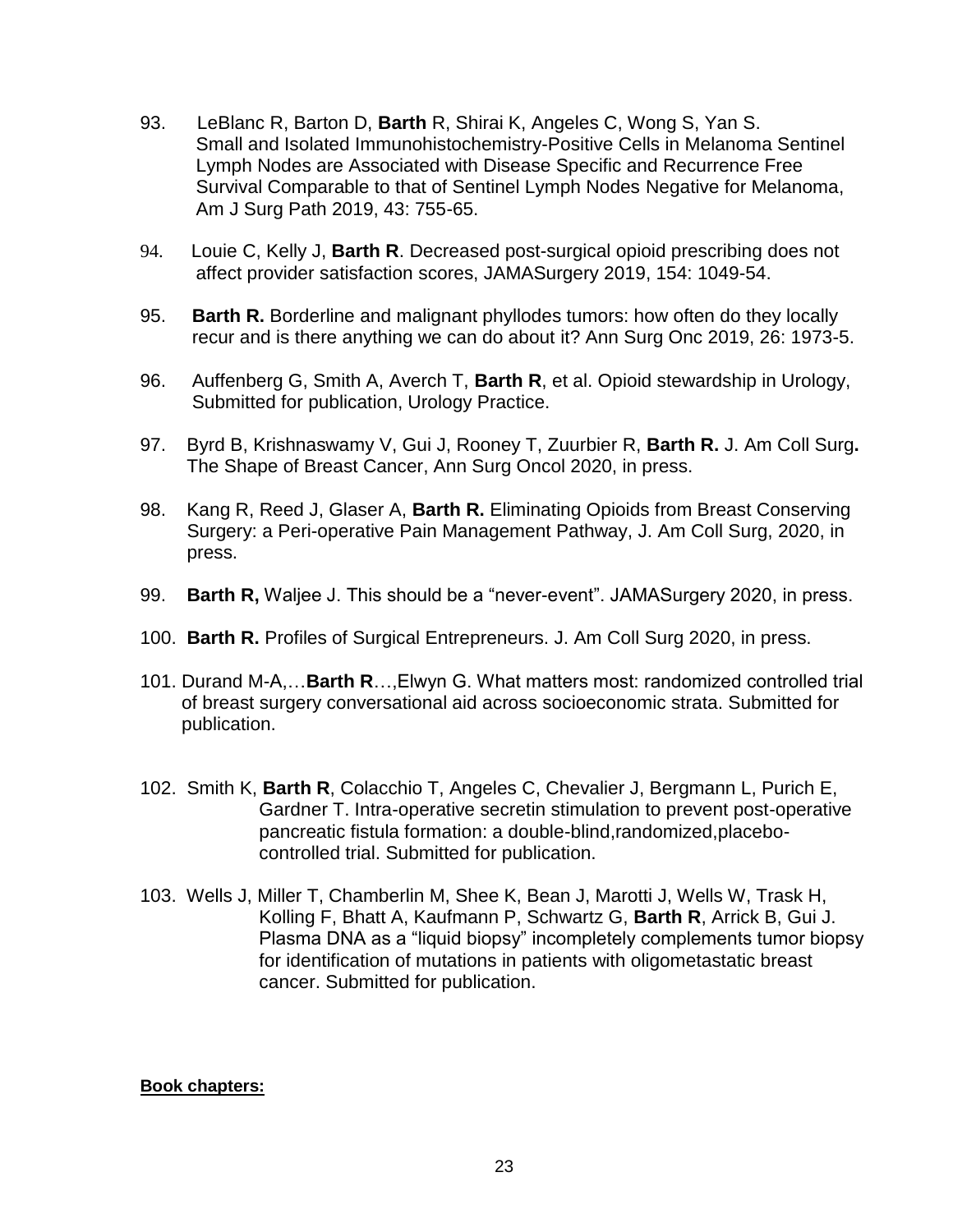93. LeBlanc R, Barton D, **Barth** R, Shirai K, Angeles C, Wong S, Yan S. Small and Isolated Immunohistochemistry-Positive Cells in Melanoma Sentinel Lymph Nodes are Associated with Disease Specific and Recurrence Free Survival Comparable to that of Sentinel Lymph Nodes Negative for Melanoma, Am J Surg Path 2019, 43: 755-65.

94. Louie C, Kelly J, **Barth R**. Decreased post-surgical opioid prescribing does not affect provider satisfaction scores, JAMASurgery 2019, 154: 1049-54.

95. **Barth R.** Borderline and malignant phyllodes tumors: how often do they locally recur and is there anything we can do about it? Ann Surg Onc 2019, 26: 1973-5.

96. Auffenberg G, Smith A, Averch T, **Barth R**, et al. Opioid stewardship in Urology, Submitted for publication, Urology Practice.

97. Byrd B, Krishnaswamy V, Gui J, Rooney T, Zuurbier R, **Barth R.** J. Am Coll Surg**.** The Shape of Breast Cancer, Ann Surg Oncol 2020, in press.

98. Kang R, Reed J, Glaser A, **Barth R.** Eliminating Opioids from Breast Conserving Surgery: a Peri-operative Pain Management Pathway, J. Am Coll Surg, 2020, in press.

99. **Barth R,** Waljee J. This should be a "never-event". JAMASurgery 2020, in press.

100. **Barth R.** Profiles of Surgical Entrepreneurs. J. Am Coll Surg 2020, in press.

101. Durand M-A,…**Barth R**…,Elwyn G. What matters most: randomized controlled trial of breast surgery conversational aid across socioeconomic strata. Submitted for publication.

102. Smith K, **Barth R**, Colacchio T, Angeles C, Chevalier J, Bergmann L, Purich E, Gardner T. Intra-operative secretin stimulation to prevent post-operative pancreatic fistula formation: a double-blind,randomized,placebo-controlled trial. Submitted for publication.

103. Wells J, Miller T, Chamberlin M, Shee K, Bean J, Marotti J, Wells W, Trask H, Kolling F, Bhatt A, Kaufmann P, Schwartz G, **Barth R**, Arrick B, Gui J. Plasma DNA as a "liquid biopsy" incompletely complements tumor biopsy for identification of mutations in patients with oligometastatic breast cancer. Submitted for publication.

**Book chapters:**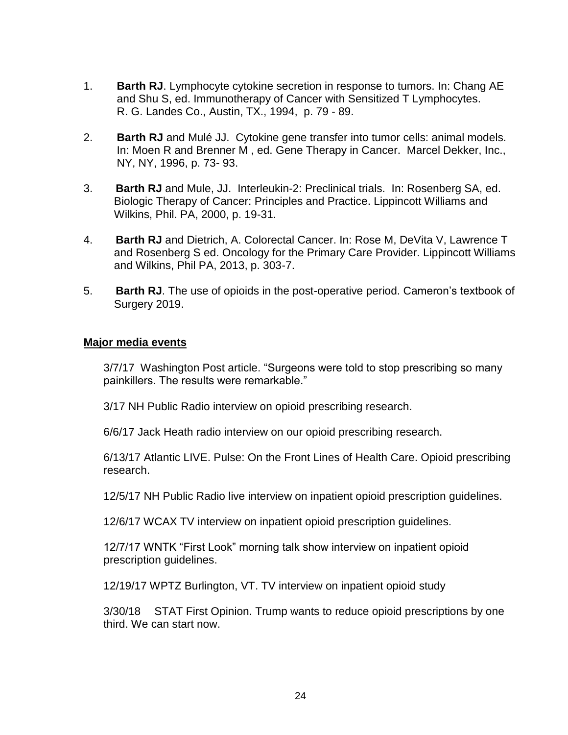1. **Barth RJ**. Lymphocyte cytokine secretion in response to tumors. In: Chang AE and Shu S, ed. Immunotherapy of Cancer with Sensitized T Lymphocytes. R. G. Landes Co., Austin, TX., 1994, p. 79 - 89.

2. **Barth RJ** and Mulé JJ. Cytokine gene transfer into tumor cells: animal models. In: Moen R and Brenner M , ed. Gene Therapy in Cancer. Marcel Dekker, Inc., NY, NY, 1996, p. 73- 93.

3. **Barth RJ** and Mule, JJ. Interleukin-2: Preclinical trials. In: Rosenberg SA, ed. Biologic Therapy of Cancer: Principles and Practice. Lippincott Williams and Wilkins, Phil. PA, 2000, p. 19-31.

4. **Barth RJ** and Dietrich, A. Colorectal Cancer. In: Rose M, DeVita V, Lawrence T and Rosenberg S ed. Oncology for the Primary Care Provider. Lippincott Williams and Wilkins, Phil PA, 2013, p. 303-7.

5. **Barth RJ**. The use of opioids in the post-operative period. Cameron's textbook of Surgery 2019.

**Major media events**

3/7/17 Washington Post article. "Surgeons were told to stop prescribing so many painkillers. The results were remarkable."

3/17 NH Public Radio interview on opioid prescribing research.

6/6/17 Jack Heath radio interview on our opioid prescribing research.

6/13/17 Atlantic LIVE. Pulse: On the Front Lines of Health Care. Opioid prescribing research.

12/5/17 NH Public Radio live interview on inpatient opioid prescription guidelines.

12/6/17 WCAX TV interview on inpatient opioid prescription guidelines.

12/7/17 WNTK "First Look" morning talk show interview on inpatient opioid prescription guidelines.

12/19/17 WPTZ Burlington, VT. TV interview on inpatient opioid study

3/30/18 STAT First Opinion. Trump wants to reduce opioid prescriptions by one third. We can start now.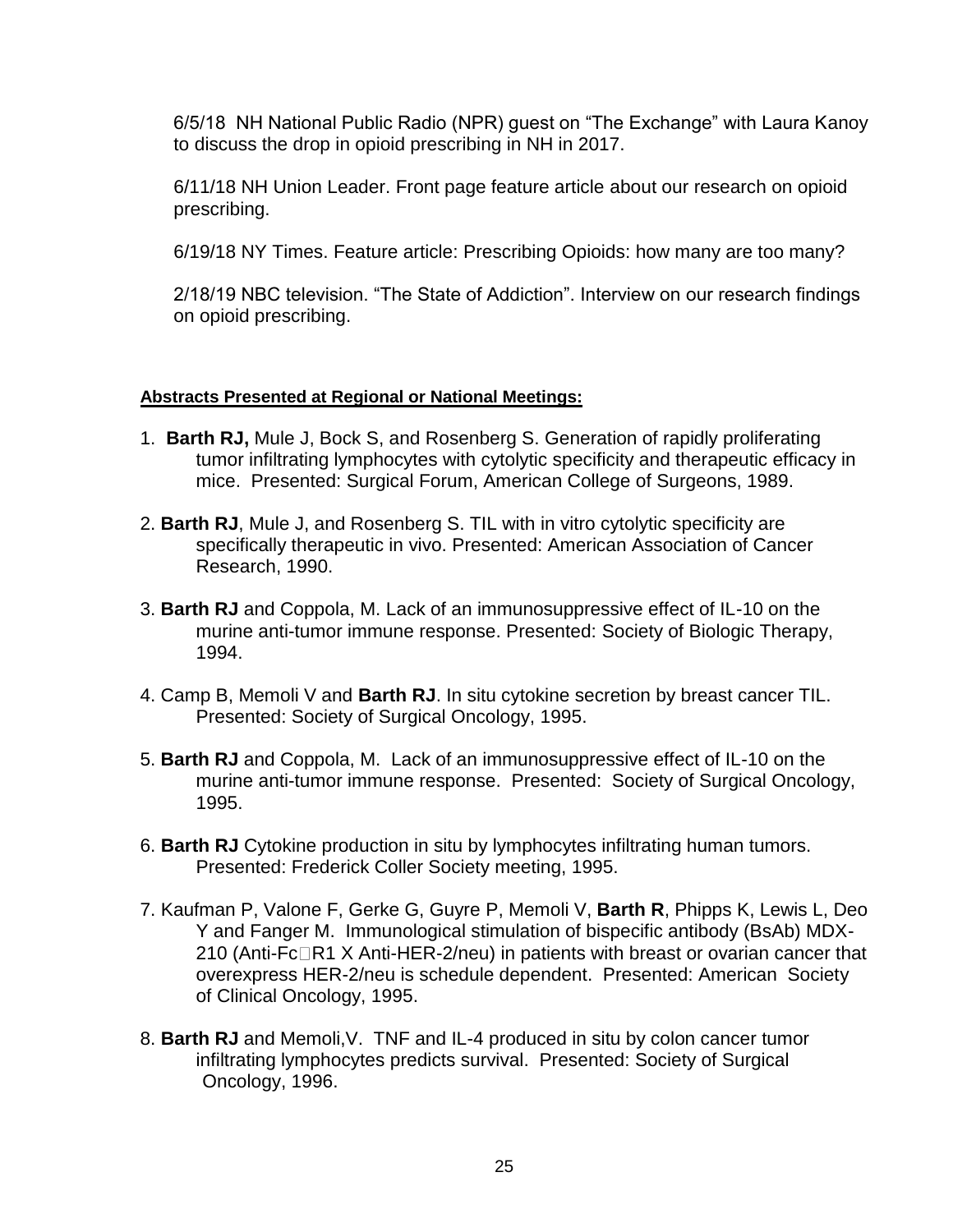6/5/18 NH National Public Radio (NPR) guest on "The Exchange" with Laura Kanoy to discuss the drop in opioid prescribing in NH in 2017.

6/11/18 NH Union Leader. Front page feature article about our research on opioid prescribing.

6/19/18 NY Times. Feature article: Prescribing Opioids: how many are too many?

2/18/19 NBC television. "The State of Addiction". Interview on our research findings on opioid prescribing.

**Abstracts Presented at Regional or National Meetings:**

1. **Barth RJ,** Mule J, Bock S, and Rosenberg S. Generation of rapidly proliferating tumor infiltrating lymphocytes with cytolytic specificity and therapeutic efficacy in mice. Presented: Surgical Forum, American College of Surgeons, 1989.

2. **Barth RJ**, Mule J, and Rosenberg S. TIL with in vitro cytolytic specificity are specifically therapeutic in vivo. Presented: American Association of Cancer Research, 1990.

3. **Barth RJ** and Coppola, M. Lack of an immunosuppressive effect of IL-10 on the murine anti-tumor immune response. Presented: Society of Biologic Therapy, 1994.

4. Camp B, Memoli V and **Barth RJ**. In situ cytokine secretion by breast cancer TIL. Presented: Society of Surgical Oncology, 1995.

5. **Barth RJ** and Coppola, M. Lack of an immunosuppressive effect of IL-10 on the murine anti-tumor immune response. Presented: Society of Surgical Oncology, 1995.

6. **Barth RJ** Cytokine production in situ by lymphocytes infiltrating human tumors. Presented: Frederick Coller Society meeting, 1995.

7. Kaufman P, Valone F, Gerke G, Guyre P, Memoli V, **Barth R**, Phipps K, Lewis L, Deo Y and Fanger M. Immunological stimulation of bispecific antibody (BsAb) MDX-210 (Anti-Fc□R1 X Anti-HER-2/neu) in patients with breast or ovarian cancer that overexpress HER-2/neu is schedule dependent. Presented: American Society of Clinical Oncology, 1995.

8. **Barth RJ** and Memoli,V. TNF and IL-4 produced in situ by colon cancer tumor infiltrating lymphocytes predicts survival. Presented: Society of Surgical Oncology, 1996.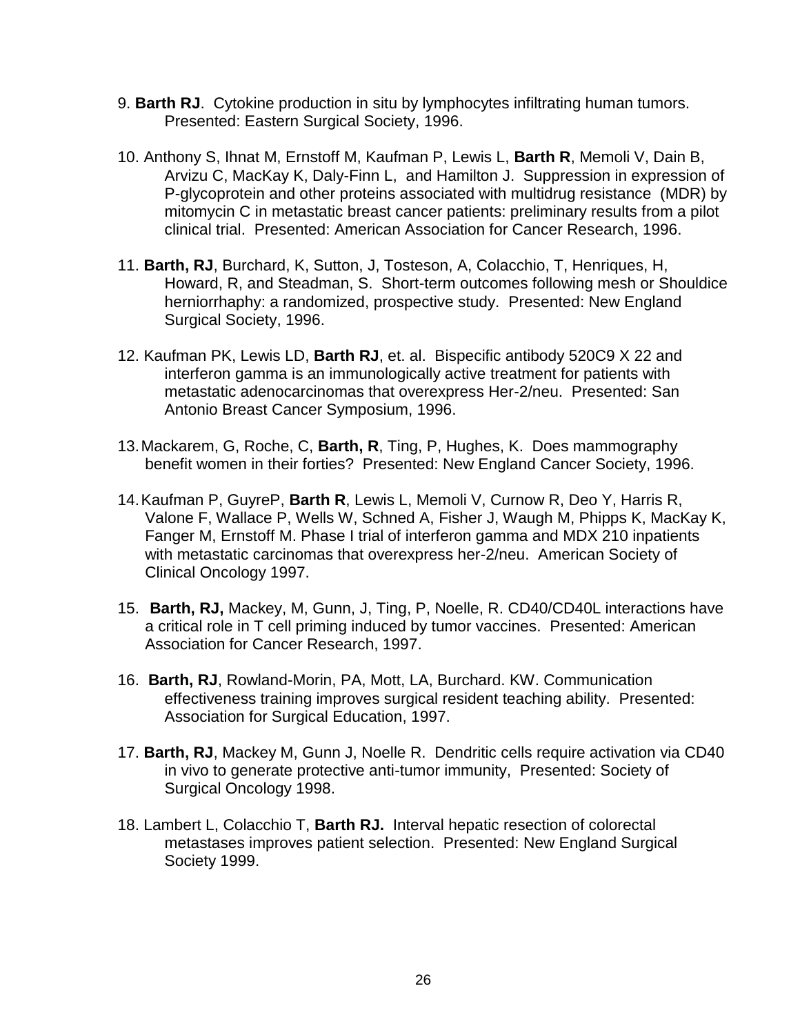9. **Barth RJ**. Cytokine production in situ by lymphocytes infiltrating human tumors. Presented: Eastern Surgical Society, 1996.

10. Anthony S, Ihnat M, Ernstoff M, Kaufman P, Lewis L, **Barth R**, Memoli V, Dain B, Arvizu C, MacKay K, Daly-Finn L, and Hamilton J. Suppression in expression of P-glycoprotein and other proteins associated with multidrug resistance (MDR) by mitomycin C in metastatic breast cancer patients: preliminary results from a pilot clinical trial. Presented: American Association for Cancer Research, 1996.

11. **Barth, RJ**, Burchard, K, Sutton, J, Tosteson, A, Colacchio, T, Henriques, H, Howard, R, and Steadman, S. Short-term outcomes following mesh or Shouldice herniorrhaphy: a randomized, prospective study. Presented: New England Surgical Society, 1996.

12. Kaufman PK, Lewis LD, **Barth RJ**, et. al. Bispecific antibody 520C9 X 22 and interferon gamma is an immunologically active treatment for patients with metastatic adenocarcinomas that overexpress Her-2/neu. Presented: San Antonio Breast Cancer Symposium, 1996.

13. Mackarem, G, Roche, C, **Barth, R**, Ting, P, Hughes, K. Does mammography benefit women in their forties? Presented: New England Cancer Society, 1996.

14. Kaufman P, GuyreP, **Barth R**, Lewis L, Memoli V, Curnow R, Deo Y, Harris R, Valone F, Wallace P, Wells W, Schned A, Fisher J, Waugh M, Phipps K, MacKay K, Fanger M, Ernstoff M. Phase I trial of interferon gamma and MDX 210 inpatients with metastatic carcinomas that overexpress her-2/neu. American Society of Clinical Oncology 1997.

15. **Barth, RJ,** Mackey, M, Gunn, J, Ting, P, Noelle, R. CD40/CD40L interactions have a critical role in T cell priming induced by tumor vaccines. Presented: American Association for Cancer Research, 1997.

16. **Barth, RJ**, Rowland-Morin, PA, Mott, LA, Burchard. KW. Communication effectiveness training improves surgical resident teaching ability. Presented: Association for Surgical Education, 1997.

17. **Barth, RJ**, Mackey M, Gunn J, Noelle R. Dendritic cells require activation via CD40 in vivo to generate protective anti-tumor immunity, Presented: Society of Surgical Oncology 1998.

18. Lambert L, Colacchio T, **Barth RJ.** Interval hepatic resection of colorectal metastases improves patient selection. Presented: New England Surgical Society 1999.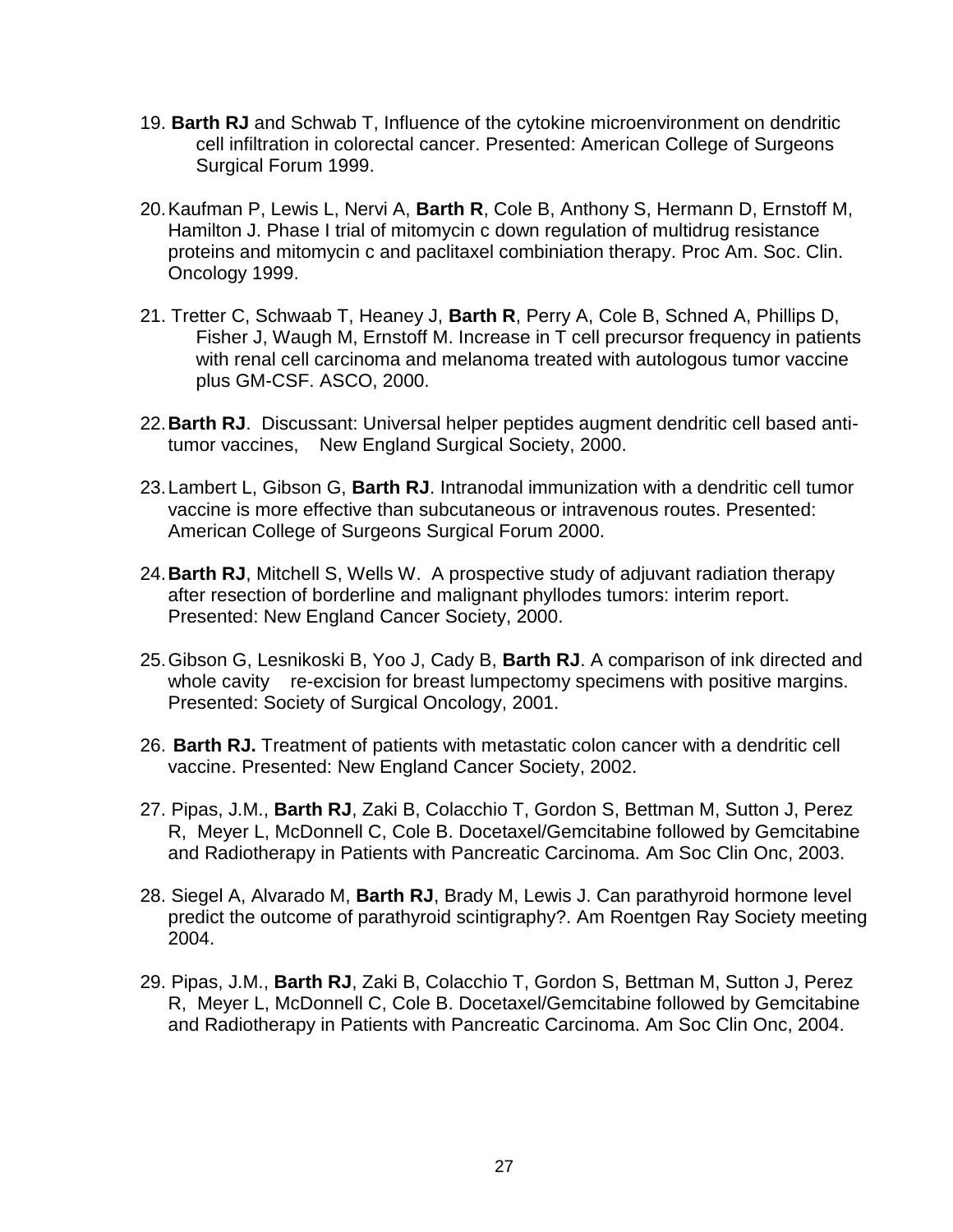19. **Barth RJ** and Schwab T, Influence of the cytokine microenvironment on dendritic cell infiltration in colorectal cancer. Presented: American College of Surgeons Surgical Forum 1999.

20. Kaufman P, Lewis L, Nervi A, **Barth R**, Cole B, Anthony S, Hermann D, Ernstoff M, Hamilton J. Phase I trial of mitomycin c down regulation of multidrug resistance proteins and mitomycin c and paclitaxel combiniation therapy. Proc Am. Soc. Clin. Oncology 1999.

21. Tretter C, Schwaab T, Heaney J, **Barth R**, Perry A, Cole B, Schned A, Phillips D, Fisher J, Waugh M, Ernstoff M. Increase in T cell precursor frequency in patients with renal cell carcinoma and melanoma treated with autologous tumor vaccine plus GM-CSF. ASCO, 2000.

22. **Barth RJ**. Discussant: Universal helper peptides augment dendritic cell based anti-tumor vaccines, New England Surgical Society, 2000.

23. Lambert L, Gibson G, **Barth RJ**. Intranodal immunization with a dendritic cell tumor vaccine is more effective than subcutaneous or intravenous routes. Presented: American College of Surgeons Surgical Forum 2000.

24. **Barth RJ**, Mitchell S, Wells W. A prospective study of adjuvant radiation therapy after resection of borderline and malignant phyllodes tumors: interim report. Presented: New England Cancer Society, 2000.

25. Gibson G, Lesnikoski B, Yoo J, Cady B, **Barth RJ**. A comparison of ink directed and whole cavity re-excision for breast lumpectomy specimens with positive margins. Presented: Society of Surgical Oncology, 2001.

26. **Barth RJ.** Treatment of patients with metastatic colon cancer with a dendritic cell vaccine. Presented: New England Cancer Society, 2002.

27. Pipas, J.M., **Barth RJ**, Zaki B, Colacchio T, Gordon S, Bettman M, Sutton J, Perez R, Meyer L, McDonnell C, Cole B. Docetaxel/Gemcitabine followed by Gemcitabine and Radiotherapy in Patients with Pancreatic Carcinoma. Am Soc Clin Onc, 2003.

28. Siegel A, Alvarado M, **Barth RJ**, Brady M, Lewis J. Can parathyroid hormone level predict the outcome of parathyroid scintigraphy?. Am Roentgen Ray Society meeting 2004.

29. Pipas, J.M., **Barth RJ**, Zaki B, Colacchio T, Gordon S, Bettman M, Sutton J, Perez R, Meyer L, McDonnell C, Cole B. Docetaxel/Gemcitabine followed by Gemcitabine and Radiotherapy in Patients with Pancreatic Carcinoma. Am Soc Clin Onc, 2004.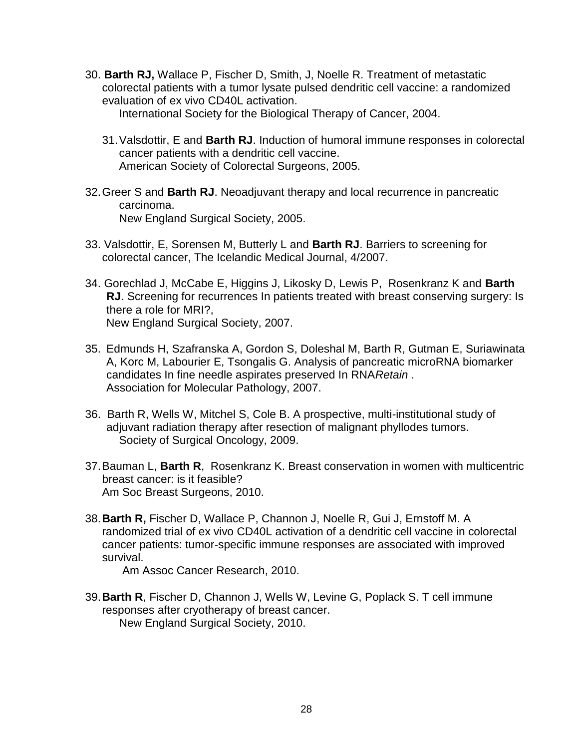30. **Barth RJ,** Wallace P, Fischer D, Smith, J, Noelle R. Treatment of metastatic colorectal patients with a tumor lysate pulsed dendritic cell vaccine: a randomized evaluation of ex vivo CD40L activation.
    International Society for the Biological Therapy of Cancer, 2004.

31. Valsdottir, E and **Barth RJ**. Induction of humoral immune responses in colorectal cancer patients with a dendritic cell vaccine.
    American Society of Colorectal Surgeons, 2005.

32. Greer S and **Barth RJ**. Neoadjuvant therapy and local recurrence in pancreatic carcinoma.
    New England Surgical Society, 2005.

33. Valsdottir, E, Sorensen M, Butterly L and **Barth RJ**. Barriers to screening for colorectal cancer, The Icelandic Medical Journal, 4/2007.

34. Gorechlad J, McCabe E, Higgins J, Likosky D, Lewis P, Rosenkranz K and **Barth RJ**. Screening for recurrences In patients treated with breast conserving surgery: Is there a role for MRI?,
    New England Surgical Society, 2007.

35. Edmunds H, Szafranska A, Gordon S, Doleshal M, Barth R, Gutman E, Suriawinata A, Korc M, Labourier E, Tsongalis G. Analysis of pancreatic microRNA biomarker candidates In fine needle aspirates preserved In RNA*Retain* .
    Association for Molecular Pathology, 2007.

36. Barth R, Wells W, Mitchel S, Cole B. A prospective, multi-institutional study of adjuvant radiation therapy after resection of malignant phyllodes tumors.
    Society of Surgical Oncology, 2009.

37. Bauman L, **Barth R**, Rosenkranz K. Breast conservation in women with multicentric breast cancer: is it feasible?
    Am Soc Breast Surgeons, 2010.

38. **Barth R,** Fischer D, Wallace P, Channon J, Noelle R, Gui J, Ernstoff M. A randomized trial of ex vivo CD40L activation of a dendritic cell vaccine in colorectal cancer patients: tumor-specific immune responses are associated with improved survival.
    Am Assoc Cancer Research, 2010.

39. **Barth R**, Fischer D, Channon J, Wells W, Levine G, Poplack S. T cell immune responses after cryotherapy of breast cancer.
    New England Surgical Society, 2010.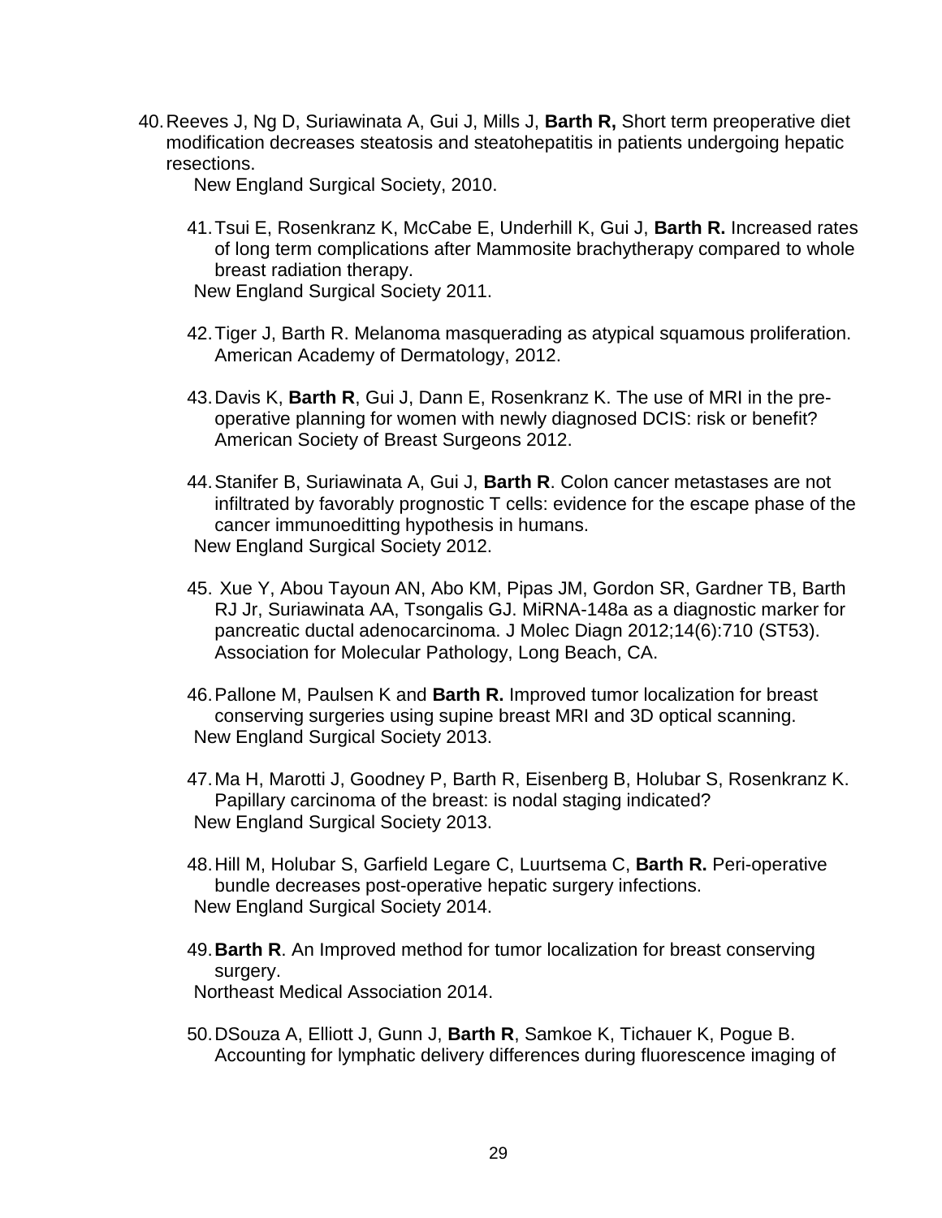40. Reeves J, Ng D, Suriawinata A, Gui J, Mills J, **Barth R,** Short term preoperative diet modification decreases steatosis and steatohepatitis in patients undergoing hepatic resections.
    New England Surgical Society, 2010.

41. Tsui E, Rosenkranz K, McCabe E, Underhill K, Gui J, **Barth R.** Increased rates of long term complications after Mammosite brachytherapy compared to whole breast radiation therapy.
    New England Surgical Society 2011.

42. Tiger J, Barth R. Melanoma masquerading as atypical squamous proliferation. American Academy of Dermatology, 2012.

43. Davis K, **Barth R**, Gui J, Dann E, Rosenkranz K. The use of MRI in the pre-operative planning for women with newly diagnosed DCIS: risk or benefit? American Society of Breast Surgeons 2012.

44. Stanifer B, Suriawinata A, Gui J, **Barth R**. Colon cancer metastases are not infiltrated by favorably prognostic T cells: evidence for the escape phase of the cancer immunoeditting hypothesis in humans.
    New England Surgical Society 2012.

45. Xue Y, Abou Tayoun AN, Abo KM, Pipas JM, Gordon SR, Gardner TB, Barth RJ Jr, Suriawinata AA, Tsongalis GJ. MiRNA-148a as a diagnostic marker for pancreatic ductal adenocarcinoma. J Molec Diagn 2012;14(6):710 (ST53). Association for Molecular Pathology, Long Beach, CA.

46. Pallone M, Paulsen K and **Barth R.** Improved tumor localization for breast conserving surgeries using supine breast MRI and 3D optical scanning.
    New England Surgical Society 2013.

47. Ma H, Marotti J, Goodney P, Barth R, Eisenberg B, Holubar S, Rosenkranz K. Papillary carcinoma of the breast: is nodal staging indicated?
    New England Surgical Society 2013.

48. Hill M, Holubar S, Garfield Legare C, Luurtsema C, **Barth R.** Peri-operative bundle decreases post-operative hepatic surgery infections.
    New England Surgical Society 2014.

49. **Barth R**. An Improved method for tumor localization for breast conserving surgery.
    Northeast Medical Association 2014.

50. DSouza A, Elliott J, Gunn J, **Barth R**, Samkoe K, Tichauer K, Pogue B. Accounting for lymphatic delivery differences during fluorescence imaging of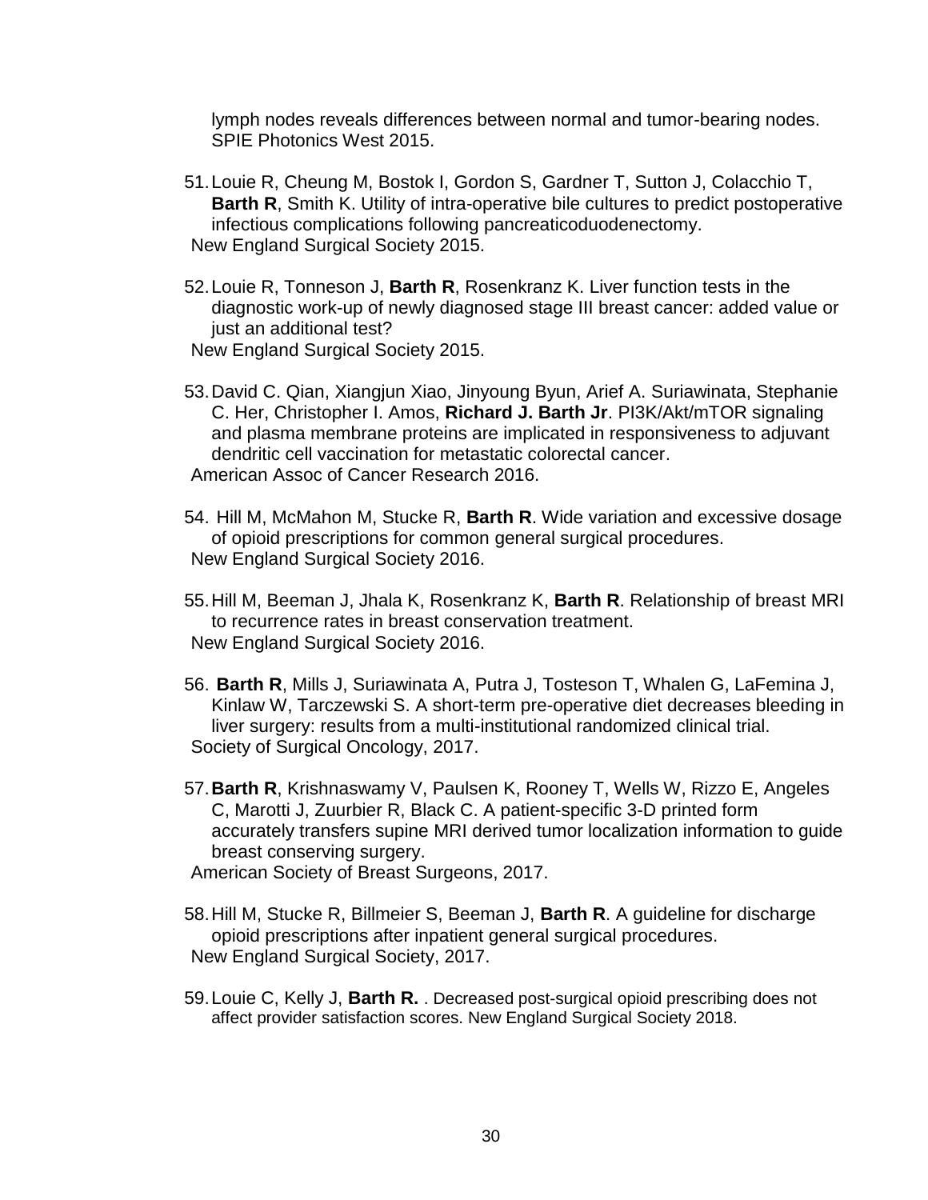lymph nodes reveals differences between normal and tumor-bearing nodes. SPIE Photonics West 2015.

51. Louie R, Cheung M, Bostok I, Gordon S, Gardner T, Sutton J, Colacchio T, **Barth R**, Smith K. Utility of intra-operative bile cultures to predict postoperative infectious complications following pancreaticoduodenectomy.
New England Surgical Society 2015.

52. Louie R, Tonneson J, **Barth R**, Rosenkranz K. Liver function tests in the diagnostic work-up of newly diagnosed stage III breast cancer: added value or just an additional test?
New England Surgical Society 2015.

53. David C. Qian, Xiangjun Xiao, Jinyoung Byun, Arief A. Suriawinata, Stephanie C. Her, Christopher I. Amos, **Richard J. Barth Jr**. PI3K/Akt/mTOR signaling and plasma membrane proteins are implicated in responsiveness to adjuvant dendritic cell vaccination for metastatic colorectal cancer.
American Assoc of Cancer Research 2016.

54. Hill M, McMahon M, Stucke R, **Barth R**. Wide variation and excessive dosage of opioid prescriptions for common general surgical procedures.
New England Surgical Society 2016.

55. Hill M, Beeman J, Jhala K, Rosenkranz K, **Barth R**. Relationship of breast MRI to recurrence rates in breast conservation treatment.
New England Surgical Society 2016.

56. **Barth R**, Mills J, Suriawinata A, Putra J, Tosteson T, Whalen G, LaFemina J, Kinlaw W, Tarczewski S. A short-term pre-operative diet decreases bleeding in liver surgery: results from a multi-institutional randomized clinical trial.
Society of Surgical Oncology, 2017.

57. **Barth R**, Krishnaswamy V, Paulsen K, Rooney T, Wells W, Rizzo E, Angeles C, Marotti J, Zuurbier R, Black C. A patient-specific 3-D printed form accurately transfers supine MRI derived tumor localization information to guide breast conserving surgery.
American Society of Breast Surgeons, 2017.

58. Hill M, Stucke R, Billmeier S, Beeman J, **Barth R**. A guideline for discharge opioid prescriptions after inpatient general surgical procedures.
New England Surgical Society, 2017.

59. Louie C, Kelly J, **Barth R.** . Decreased post-surgical opioid prescribing does not affect provider satisfaction scores. New England Surgical Society 2018.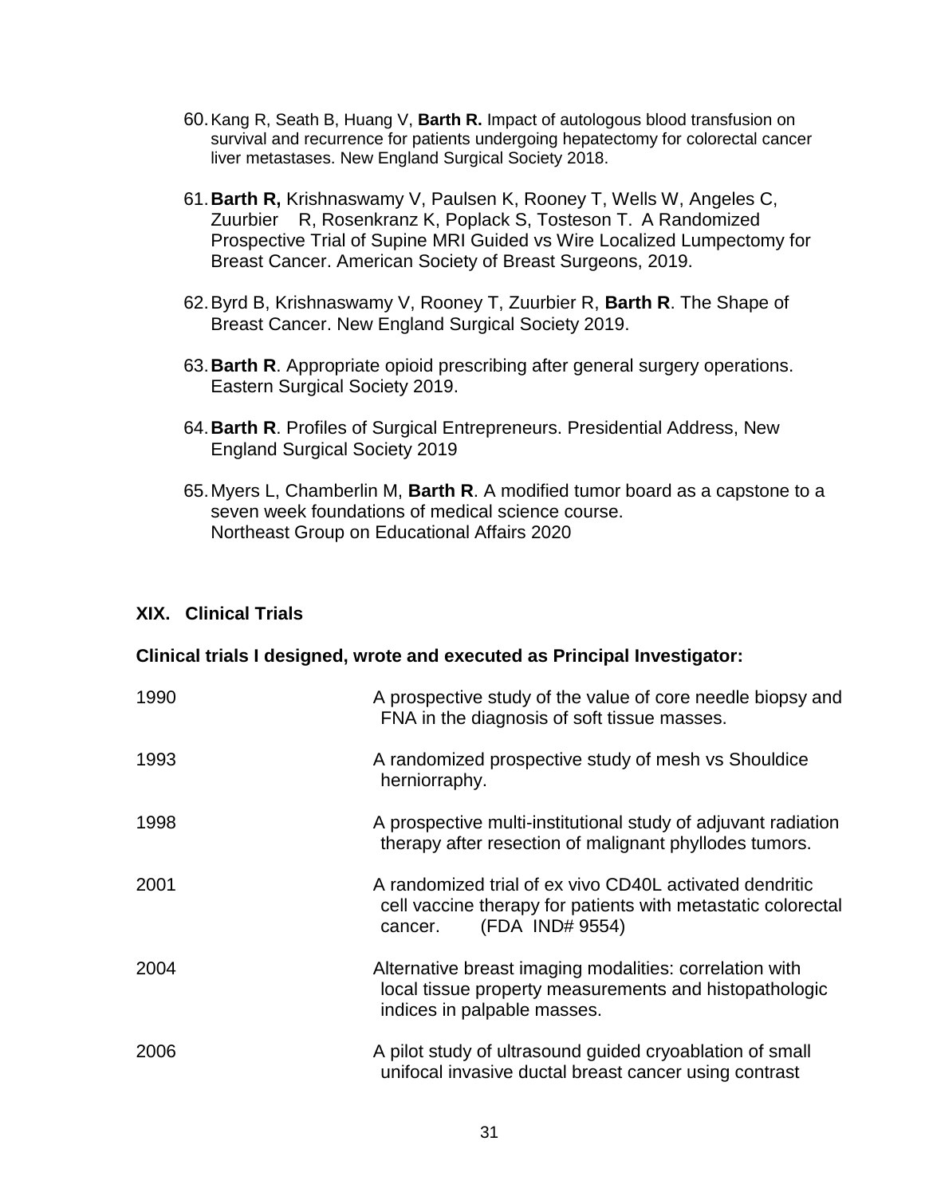60. Kang R, Seath B, Huang V, **Barth R.** Impact of autologous blood transfusion on survival and recurrence for patients undergoing hepatectomy for colorectal cancer liver metastases. New England Surgical Society 2018.

61. **Barth R,** Krishnaswamy V, Paulsen K, Rooney T, Wells W, Angeles C, Zuurbier R, Rosenkranz K, Poplack S, Tosteson T. A Randomized Prospective Trial of Supine MRI Guided vs Wire Localized Lumpectomy for Breast Cancer. American Society of Breast Surgeons, 2019.

62. Byrd B, Krishnaswamy V, Rooney T, Zuurbier R, **Barth R**. The Shape of Breast Cancer. New England Surgical Society 2019.

63. **Barth R**. Appropriate opioid prescribing after general surgery operations. Eastern Surgical Society 2019.

64. **Barth R**. Profiles of Surgical Entrepreneurs. Presidential Address, New England Surgical Society 2019

65. Myers L, Chamberlin M, **Barth R**. A modified tumor board as a capstone to a seven week foundations of medical science course. Northeast Group on Educational Affairs 2020

## XIX. Clinical Trials

**Clinical trials I designed, wrote and executed as Principal Investigator:**

| | |
|---|---|
| 1990 | A prospective study of the value of core needle biopsy and FNA in the diagnosis of soft tissue masses. |
| 1993 | A randomized prospective study of mesh vs Shouldice herniorraphy. |
| 1998 | A prospective multi-institutional study of adjuvant radiation therapy after resection of malignant phyllodes tumors. |
| 2001 | A randomized trial of ex vivo CD40L activated dendritic cell vaccine therapy for patients with metastatic colorectal cancer. (FDA IND# 9554) |
| 2004 | Alternative breast imaging modalities: correlation with local tissue property measurements and histopathologic indices in palpable masses. |
| 2006 | A pilot study of ultrasound guided cryoablation of small unifocal invasive ductal breast cancer using contrast |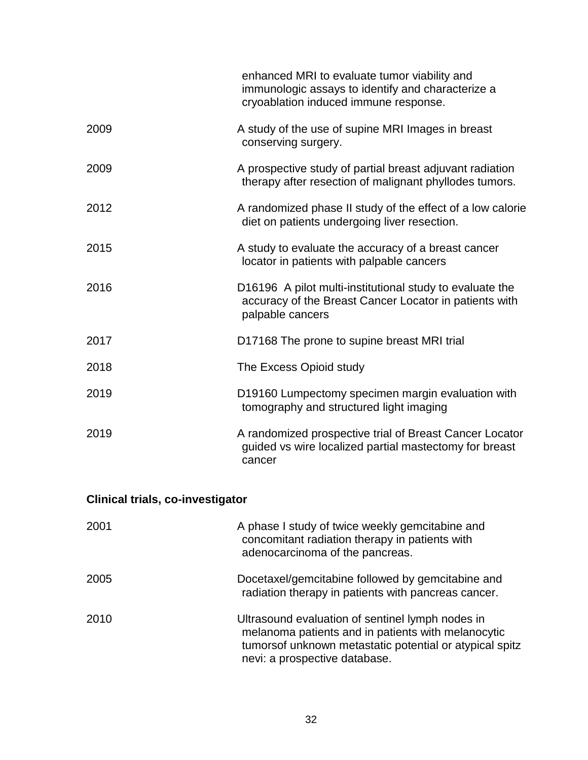| | |
|---|---|
| | enhanced MRI to evaluate tumor viability and immunologic assays to identify and characterize a cryoablation induced immune response. |
| 2009 | A study of the use of supine MRI Images in breast conserving surgery. |
| 2009 | A prospective study of partial breast adjuvant radiation therapy after resection of malignant phyllodes tumors. |
| 2012 | A randomized phase II study of the effect of a low calorie diet on patients undergoing liver resection. |
| 2015 | A study to evaluate the accuracy of a breast cancer locator in patients with palpable cancers |
| 2016 | D16196 A pilot multi-institutional study to evaluate the accuracy of the Breast Cancer Locator in patients with palpable cancers |
| 2017 | D17168 The prone to supine breast MRI trial |
| 2018 | The Excess Opioid study |
| 2019 | D19160 Lumpectomy specimen margin evaluation with tomography and structured light imaging |
| 2019 | A randomized prospective trial of Breast Cancer Locator guided vs wire localized partial mastectomy for breast cancer |

**Clinical trials, co-investigator**

| | |
|---|---|
| 2001 | A phase I study of twice weekly gemcitabine and concomitant radiation therapy in patients with adenocarcinoma of the pancreas. |
| 2005 | Docetaxel/gemcitabine followed by gemcitabine and radiation therapy in patients with pancreas cancer. |
| 2010 | Ultrasound evaluation of sentinel lymph nodes in melanoma patients and in patients with melanocytic tumorsof unknown metastatic potential or atypical spitz nevi: a prospective database. |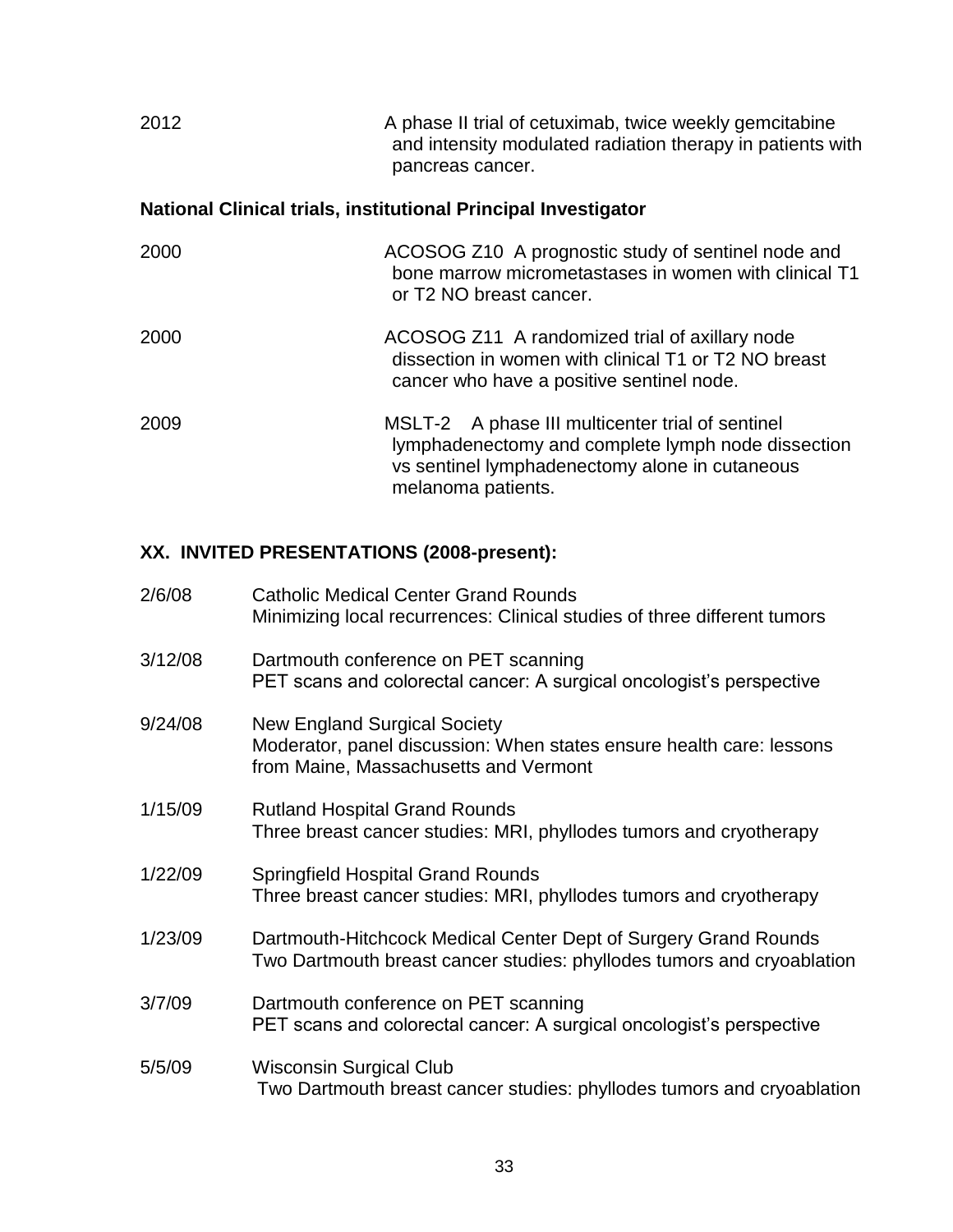2012 A phase II trial of cetuximab, twice weekly gemcitabine and intensity modulated radiation therapy in patients with pancreas cancer.

**National Clinical trials, institutional Principal Investigator**

2000 ACOSOG Z10 A prognostic study of sentinel node and bone marrow micrometastases in women with clinical T1 or T2 NO breast cancer.

2000 ACOSOG Z11 A randomized trial of axillary node dissection in women with clinical T1 or T2 NO breast cancer who have a positive sentinel node.

2009 MSLT-2 A phase III multicenter trial of sentinel lymphadenectomy and complete lymph node dissection vs sentinel lymphadenectomy alone in cutaneous melanoma patients.

## XX. INVITED PRESENTATIONS (2008-present):

2/6/08 Catholic Medical Center Grand Rounds
Minimizing local recurrences: Clinical studies of three different tumors

3/12/08 Dartmouth conference on PET scanning
PET scans and colorectal cancer: A surgical oncologist's perspective

9/24/08 New England Surgical Society
Moderator, panel discussion: When states ensure health care: lessons from Maine, Massachusetts and Vermont

1/15/09 Rutland Hospital Grand Rounds
Three breast cancer studies: MRI, phyllodes tumors and cryotherapy

1/22/09 Springfield Hospital Grand Rounds
Three breast cancer studies: MRI, phyllodes tumors and cryotherapy

1/23/09 Dartmouth-Hitchcock Medical Center Dept of Surgery Grand Rounds
Two Dartmouth breast cancer studies: phyllodes tumors and cryoablation

3/7/09 Dartmouth conference on PET scanning
PET scans and colorectal cancer: A surgical oncologist's perspective

5/5/09 Wisconsin Surgical Club
Two Dartmouth breast cancer studies: phyllodes tumors and cryoablation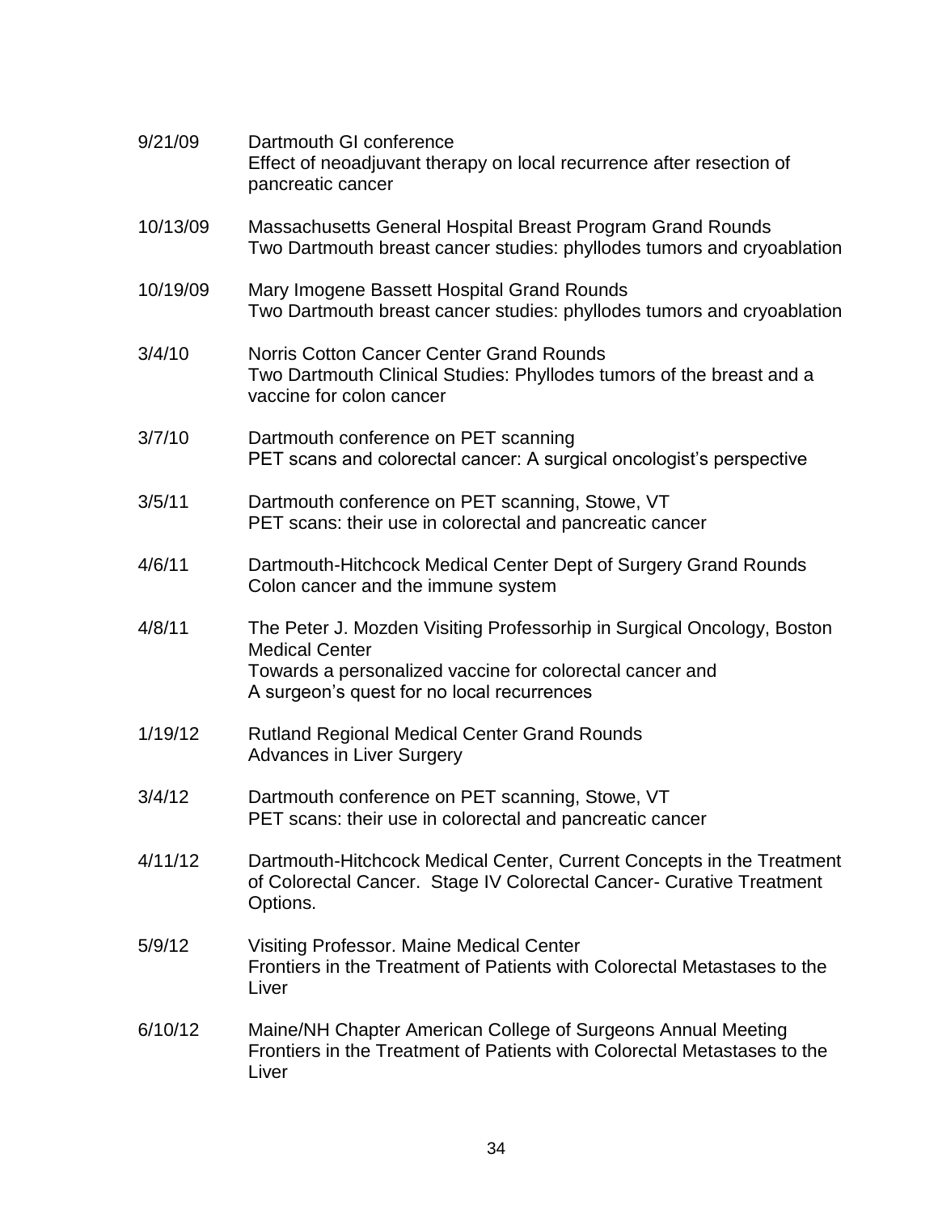| | |
|---|---|
| 9/21/09 | Dartmouth GI conference<br>Effect of neoadjuvant therapy on local recurrence after resection of pancreatic cancer |
| 10/13/09 | Massachusetts General Hospital Breast Program Grand Rounds<br>Two Dartmouth breast cancer studies: phyllodes tumors and cryoablation |
| 10/19/09 | Mary Imogene Bassett Hospital Grand Rounds<br>Two Dartmouth breast cancer studies: phyllodes tumors and cryoablation |
| 3/4/10 | Norris Cotton Cancer Center Grand Rounds<br>Two Dartmouth Clinical Studies: Phyllodes tumors of the breast and a vaccine for colon cancer |
| 3/7/10 | Dartmouth conference on PET scanning<br>PET scans and colorectal cancer: A surgical oncologist's perspective |
| 3/5/11 | Dartmouth conference on PET scanning, Stowe, VT<br>PET scans: their use in colorectal and pancreatic cancer |
| 4/6/11 | Dartmouth-Hitchcock Medical Center Dept of Surgery Grand Rounds<br>Colon cancer and the immune system |
| 4/8/11 | The Peter J. Mozden Visiting Professorhip in Surgical Oncology, Boston Medical Center<br>Towards a personalized vaccine for colorectal cancer and<br>A surgeon's quest for no local recurrences |
| 1/19/12 | Rutland Regional Medical Center Grand Rounds<br>Advances in Liver Surgery |
| 3/4/12 | Dartmouth conference on PET scanning, Stowe, VT<br>PET scans: their use in colorectal and pancreatic cancer |
| 4/11/12 | Dartmouth-Hitchcock Medical Center, Current Concepts in the Treatment of Colorectal Cancer. Stage IV Colorectal Cancer- Curative Treatment Options. |
| 5/9/12 | Visiting Professor. Maine Medical Center<br>Frontiers in the Treatment of Patients with Colorectal Metastases to the Liver |
| 6/10/12 | Maine/NH Chapter American College of Surgeons Annual Meeting<br>Frontiers in the Treatment of Patients with Colorectal Metastases to the Liver |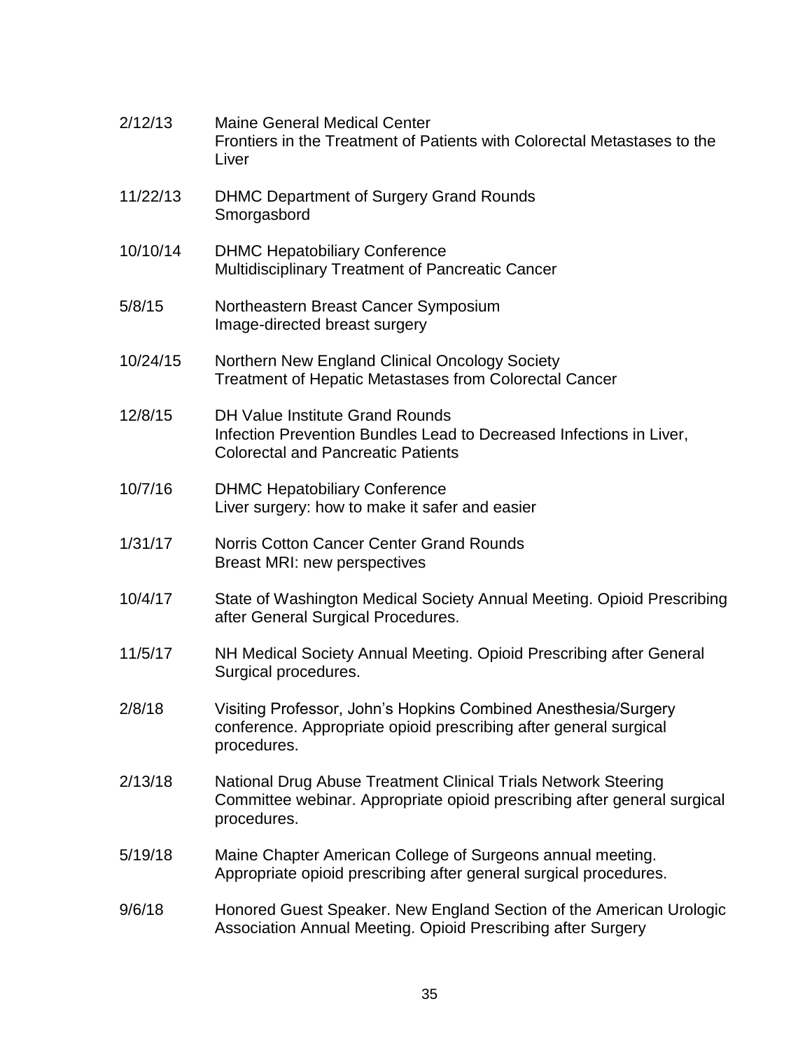2/12/13 Maine General Medical Center
Frontiers in the Treatment of Patients with Colorectal Metastases to the Liver

11/22/13 DHMC Department of Surgery Grand Rounds
Smorgasbord

10/10/14 DHMC Hepatobiliary Conference
Multidisciplinary Treatment of Pancreatic Cancer

5/8/15 Northeastern Breast Cancer Symposium
Image-directed breast surgery

10/24/15 Northern New England Clinical Oncology Society
Treatment of Hepatic Metastases from Colorectal Cancer

12/8/15 DH Value Institute Grand Rounds
Infection Prevention Bundles Lead to Decreased Infections in Liver, Colorectal and Pancreatic Patients

10/7/16 DHMC Hepatobiliary Conference
Liver surgery: how to make it safer and easier

1/31/17 Norris Cotton Cancer Center Grand Rounds
Breast MRI: new perspectives

10/4/17 State of Washington Medical Society Annual Meeting. Opioid Prescribing after General Surgical Procedures.

11/5/17 NH Medical Society Annual Meeting. Opioid Prescribing after General Surgical procedures.

2/8/18 Visiting Professor, John's Hopkins Combined Anesthesia/Surgery conference. Appropriate opioid prescribing after general surgical procedures.

2/13/18 National Drug Abuse Treatment Clinical Trials Network Steering Committee webinar. Appropriate opioid prescribing after general surgical procedures.

5/19/18 Maine Chapter American College of Surgeons annual meeting. Appropriate opioid prescribing after general surgical procedures.

9/6/18 Honored Guest Speaker. New England Section of the American Urologic Association Annual Meeting. Opioid Prescribing after Surgery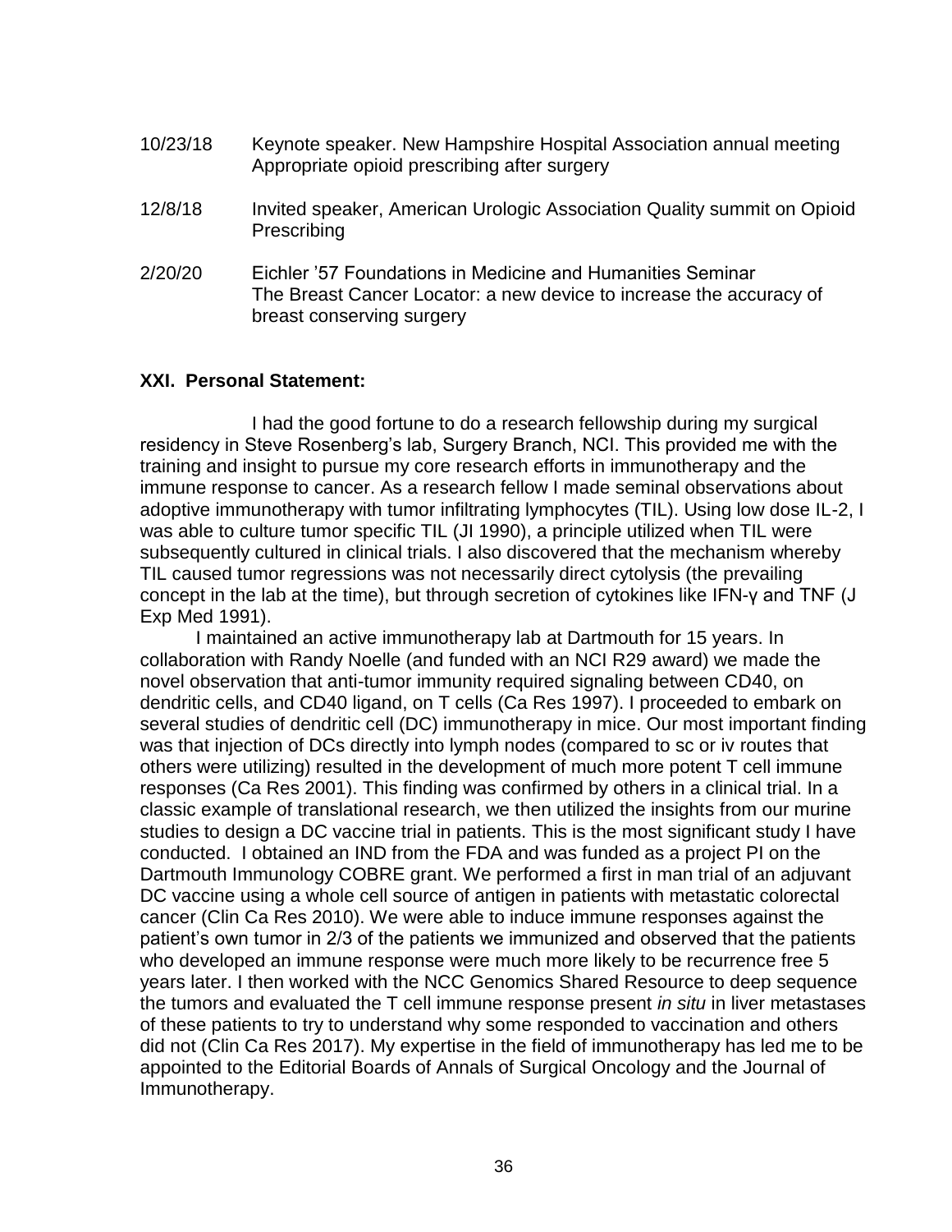10/23/18 Keynote speaker. New Hampshire Hospital Association annual meeting
Appropriate opioid prescribing after surgery

12/8/18 Invited speaker, American Urologic Association Quality summit on Opioid Prescribing

2/20/20 Eichler '57 Foundations in Medicine and Humanities Seminar
The Breast Cancer Locator: a new device to increase the accuracy of breast conserving surgery

**XXI. Personal Statement:**

I had the good fortune to do a research fellowship during my surgical residency in Steve Rosenberg's lab, Surgery Branch, NCI. This provided me with the training and insight to pursue my core research efforts in immunotherapy and the immune response to cancer. As a research fellow I made seminal observations about adoptive immunotherapy with tumor infiltrating lymphocytes (TIL). Using low dose IL-2, I was able to culture tumor specific TIL (JI 1990), a principle utilized when TIL were subsequently cultured in clinical trials. I also discovered that the mechanism whereby TIL caused tumor regressions was not necessarily direct cytolysis (the prevailing concept in the lab at the time), but through secretion of cytokines like IFN-γ and TNF (J Exp Med 1991).

I maintained an active immunotherapy lab at Dartmouth for 15 years. In collaboration with Randy Noelle (and funded with an NCI R29 award) we made the novel observation that anti-tumor immunity required signaling between CD40, on dendritic cells, and CD40 ligand, on T cells (Ca Res 1997). I proceeded to embark on several studies of dendritic cell (DC) immunotherapy in mice. Our most important finding was that injection of DCs directly into lymph nodes (compared to sc or iv routes that others were utilizing) resulted in the development of much more potent T cell immune responses (Ca Res 2001). This finding was confirmed by others in a clinical trial. In a classic example of translational research, we then utilized the insights from our murine studies to design a DC vaccine trial in patients. This is the most significant study I have conducted. I obtained an IND from the FDA and was funded as a project PI on the Dartmouth Immunology COBRE grant. We performed a first in man trial of an adjuvant DC vaccine using a whole cell source of antigen in patients with metastatic colorectal cancer (Clin Ca Res 2010). We were able to induce immune responses against the patient's own tumor in 2/3 of the patients we immunized and observed that the patients who developed an immune response were much more likely to be recurrence free 5 years later. I then worked with the NCC Genomics Shared Resource to deep sequence the tumors and evaluated the T cell immune response present *in situ* in liver metastases of these patients to try to understand why some responded to vaccination and others did not (Clin Ca Res 2017). My expertise in the field of immunotherapy has led me to be appointed to the Editorial Boards of Annals of Surgical Oncology and the Journal of Immunotherapy.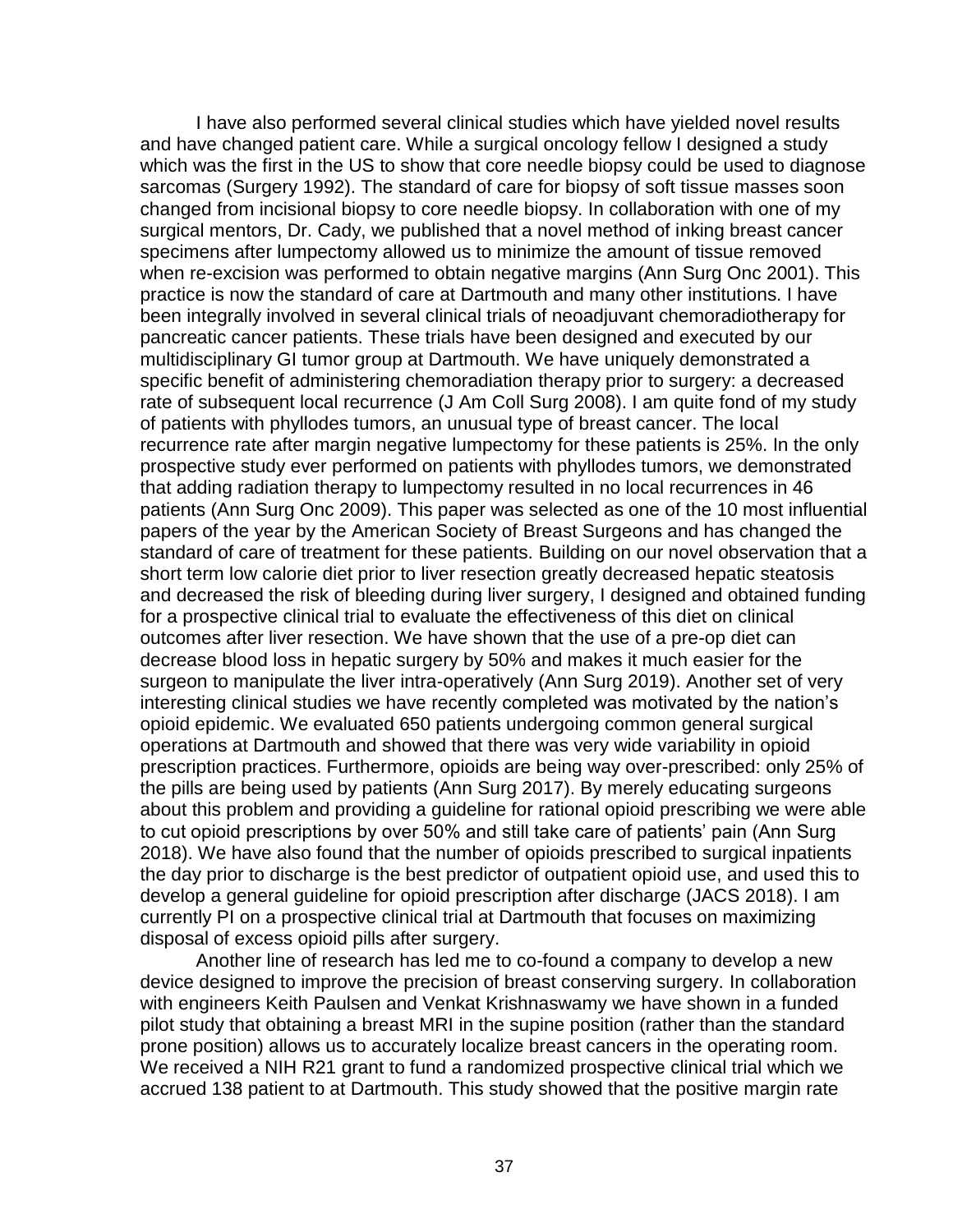I have also performed several clinical studies which have yielded novel results and have changed patient care. While a surgical oncology fellow I designed a study which was the first in the US to show that core needle biopsy could be used to diagnose sarcomas (Surgery 1992). The standard of care for biopsy of soft tissue masses soon changed from incisional biopsy to core needle biopsy. In collaboration with one of my surgical mentors, Dr. Cady, we published that a novel method of inking breast cancer specimens after lumpectomy allowed us to minimize the amount of tissue removed when re-excision was performed to obtain negative margins (Ann Surg Onc 2001). This practice is now the standard of care at Dartmouth and many other institutions. I have been integrally involved in several clinical trials of neoadjuvant chemoradiotherapy for pancreatic cancer patients. These trials have been designed and executed by our multidisciplinary GI tumor group at Dartmouth. We have uniquely demonstrated a specific benefit of administering chemoradiation therapy prior to surgery: a decreased rate of subsequent local recurrence (J Am Coll Surg 2008). I am quite fond of my study of patients with phyllodes tumors, an unusual type of breast cancer. The local recurrence rate after margin negative lumpectomy for these patients is 25%. In the only prospective study ever performed on patients with phyllodes tumors, we demonstrated that adding radiation therapy to lumpectomy resulted in no local recurrences in 46 patients (Ann Surg Onc 2009). This paper was selected as one of the 10 most influential papers of the year by the American Society of Breast Surgeons and has changed the standard of care of treatment for these patients. Building on our novel observation that a short term low calorie diet prior to liver resection greatly decreased hepatic steatosis and decreased the risk of bleeding during liver surgery, I designed and obtained funding for a prospective clinical trial to evaluate the effectiveness of this diet on clinical outcomes after liver resection. We have shown that the use of a pre-op diet can decrease blood loss in hepatic surgery by 50% and makes it much easier for the surgeon to manipulate the liver intra-operatively (Ann Surg 2019). Another set of very interesting clinical studies we have recently completed was motivated by the nation's opioid epidemic. We evaluated 650 patients undergoing common general surgical operations at Dartmouth and showed that there was very wide variability in opioid prescription practices. Furthermore, opioids are being way over-prescribed: only 25% of the pills are being used by patients (Ann Surg 2017). By merely educating surgeons about this problem and providing a guideline for rational opioid prescribing we were able to cut opioid prescriptions by over 50% and still take care of patients' pain (Ann Surg 2018). We have also found that the number of opioids prescribed to surgical inpatients the day prior to discharge is the best predictor of outpatient opioid use, and used this to develop a general guideline for opioid prescription after discharge (JACS 2018). I am currently PI on a prospective clinical trial at Dartmouth that focuses on maximizing disposal of excess opioid pills after surgery.

Another line of research has led me to co-found a company to develop a new device designed to improve the precision of breast conserving surgery. In collaboration with engineers Keith Paulsen and Venkat Krishnaswamy we have shown in a funded pilot study that obtaining a breast MRI in the supine position (rather than the standard prone position) allows us to accurately localize breast cancers in the operating room. We received a NIH R21 grant to fund a randomized prospective clinical trial which we accrued 138 patient to at Dartmouth. This study showed that the positive margin rate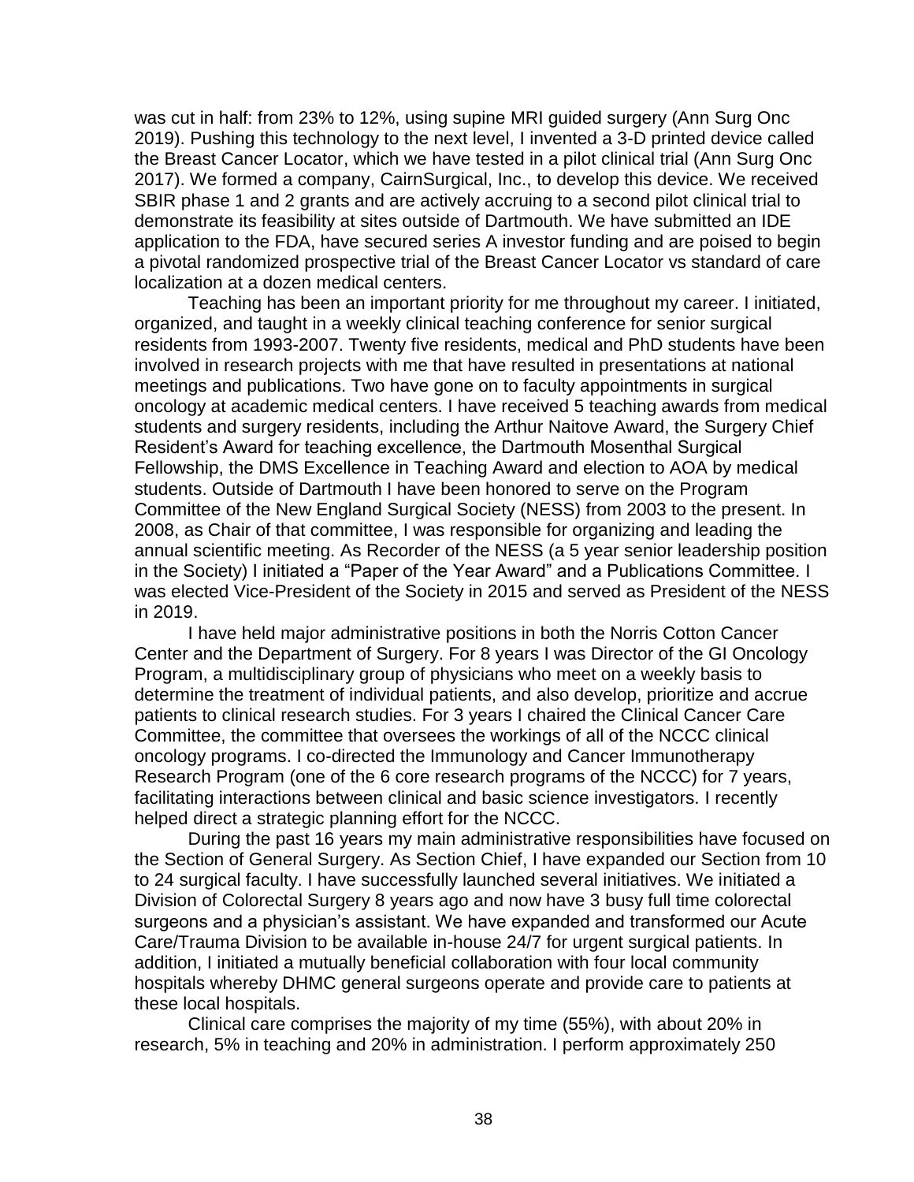was cut in half: from 23% to 12%, using supine MRI guided surgery (Ann Surg Onc 2019). Pushing this technology to the next level, I invented a 3-D printed device called the Breast Cancer Locator, which we have tested in a pilot clinical trial (Ann Surg Onc 2017). We formed a company, CairnSurgical, Inc., to develop this device. We received SBIR phase 1 and 2 grants and are actively accruing to a second pilot clinical trial to demonstrate its feasibility at sites outside of Dartmouth. We have submitted an IDE application to the FDA, have secured series A investor funding and are poised to begin a pivotal randomized prospective trial of the Breast Cancer Locator vs standard of care localization at a dozen medical centers.

Teaching has been an important priority for me throughout my career. I initiated, organized, and taught in a weekly clinical teaching conference for senior surgical residents from 1993-2007. Twenty five residents, medical and PhD students have been involved in research projects with me that have resulted in presentations at national meetings and publications. Two have gone on to faculty appointments in surgical oncology at academic medical centers. I have received 5 teaching awards from medical students and surgery residents, including the Arthur Naitove Award, the Surgery Chief Resident's Award for teaching excellence, the Dartmouth Mosenthal Surgical Fellowship, the DMS Excellence in Teaching Award and election to AOA by medical students. Outside of Dartmouth I have been honored to serve on the Program Committee of the New England Surgical Society (NESS) from 2003 to the present. In 2008, as Chair of that committee, I was responsible for organizing and leading the annual scientific meeting. As Recorder of the NESS (a 5 year senior leadership position in the Society) I initiated a "Paper of the Year Award" and a Publications Committee. I was elected Vice-President of the Society in 2015 and served as President of the NESS in 2019.

I have held major administrative positions in both the Norris Cotton Cancer Center and the Department of Surgery. For 8 years I was Director of the GI Oncology Program, a multidisciplinary group of physicians who meet on a weekly basis to determine the treatment of individual patients, and also develop, prioritize and accrue patients to clinical research studies. For 3 years I chaired the Clinical Cancer Care Committee, the committee that oversees the workings of all of the NCCC clinical oncology programs. I co-directed the Immunology and Cancer Immunotherapy Research Program (one of the 6 core research programs of the NCCC) for 7 years, facilitating interactions between clinical and basic science investigators. I recently helped direct a strategic planning effort for the NCCC.

During the past 16 years my main administrative responsibilities have focused on the Section of General Surgery. As Section Chief, I have expanded our Section from 10 to 24 surgical faculty. I have successfully launched several initiatives. We initiated a Division of Colorectal Surgery 8 years ago and now have 3 busy full time colorectal surgeons and a physician's assistant. We have expanded and transformed our Acute Care/Trauma Division to be available in-house 24/7 for urgent surgical patients. In addition, I initiated a mutually beneficial collaboration with four local community hospitals whereby DHMC general surgeons operate and provide care to patients at these local hospitals.

Clinical care comprises the majority of my time (55%), with about 20% in research, 5% in teaching and 20% in administration. I perform approximately 250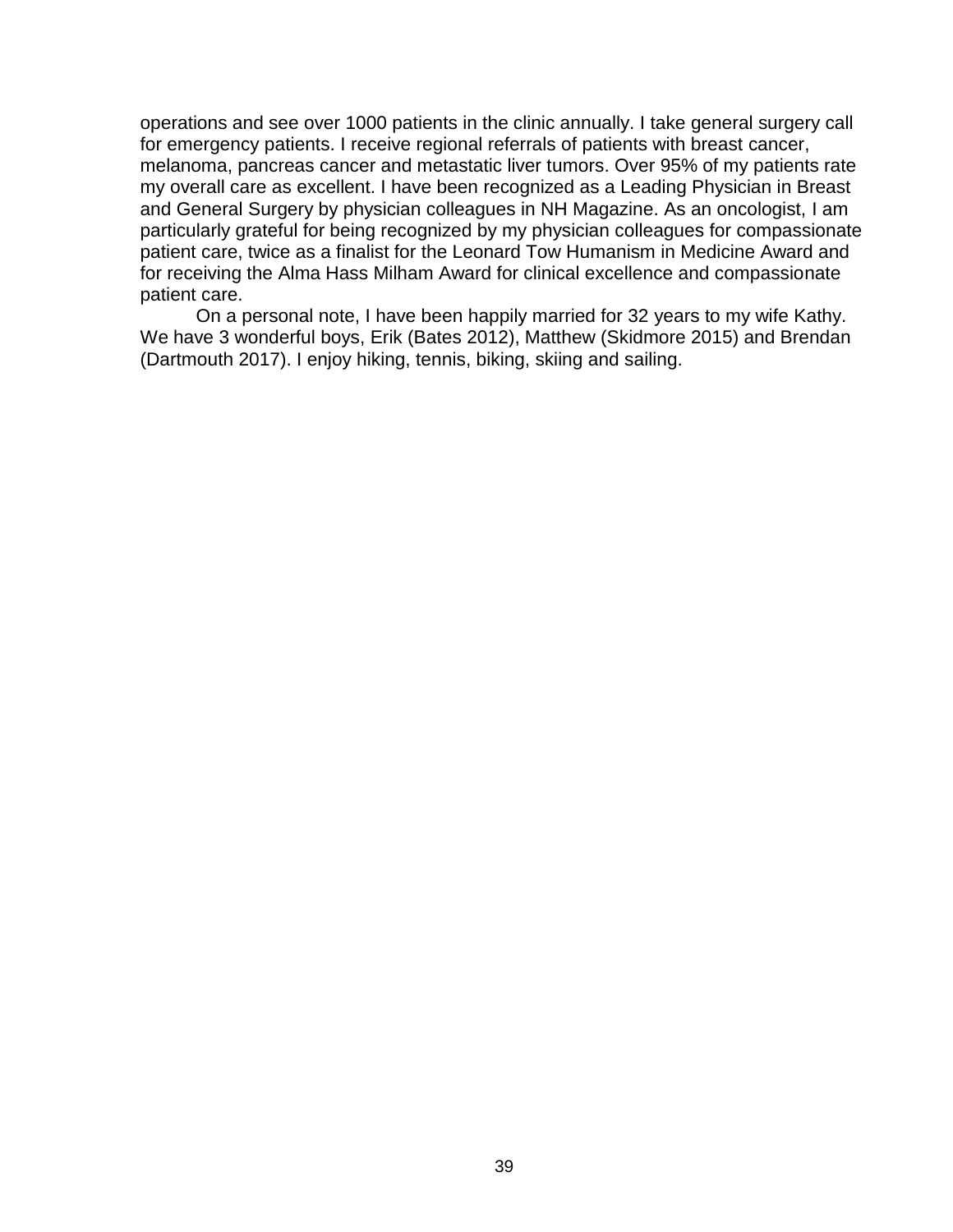operations and see over 1000 patients in the clinic annually. I take general surgery call for emergency patients. I receive regional referrals of patients with breast cancer, melanoma, pancreas cancer and metastatic liver tumors. Over 95% of my patients rate my overall care as excellent. I have been recognized as a Leading Physician in Breast and General Surgery by physician colleagues in NH Magazine. As an oncologist, I am particularly grateful for being recognized by my physician colleagues for compassionate patient care, twice as a finalist for the Leonard Tow Humanism in Medicine Award and for receiving the Alma Hass Milham Award for clinical excellence and compassionate patient care.

On a personal note, I have been happily married for 32 years to my wife Kathy. We have 3 wonderful boys, Erik (Bates 2012), Matthew (Skidmore 2015) and Brendan (Dartmouth 2017). I enjoy hiking, tennis, biking, skiing and sailing.